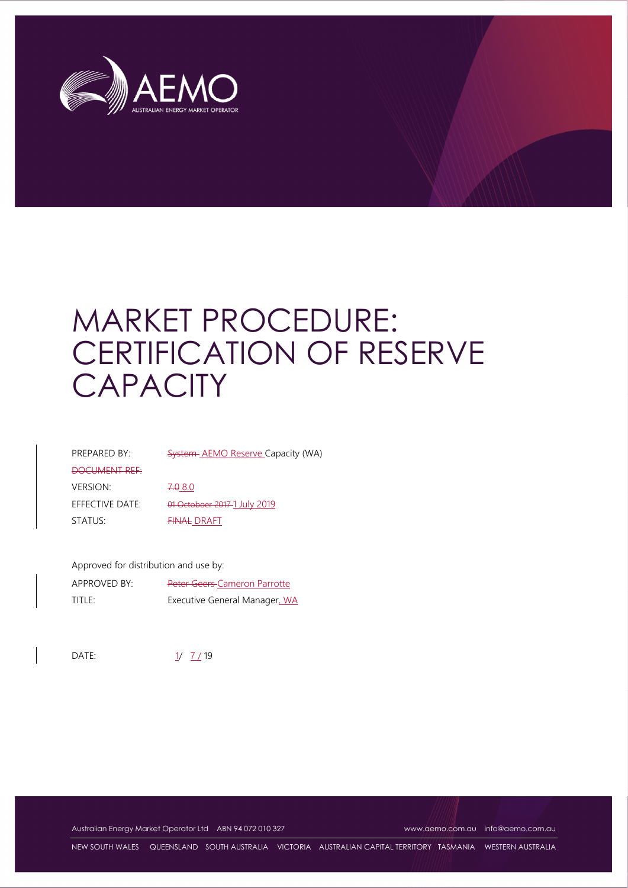# MARKET PROCEDURE: CERTIFICATION OF RESERVE CAPACITY

| | |
|---|---|
| PREPARED BY: | ~~System~~ AEMO Reserve Capacity (WA) |
| ~~DOCUMENT REF:~~ | |
| VERSION: | ~~7.0~~ 8.0 |
| EFFECTIVE DATE: | ~~01 October 2017~~ 1 July 2019 |
| STATUS: | ~~FINAL~~ DRAFT |

Approved for distribution and use by:

| | |
|---|---|
| APPROVED BY: | ~~Peter Geers~~ Cameron Parrotte |
| TITLE: | Executive General Manager, WA |

DATE: 1/ 7 / 19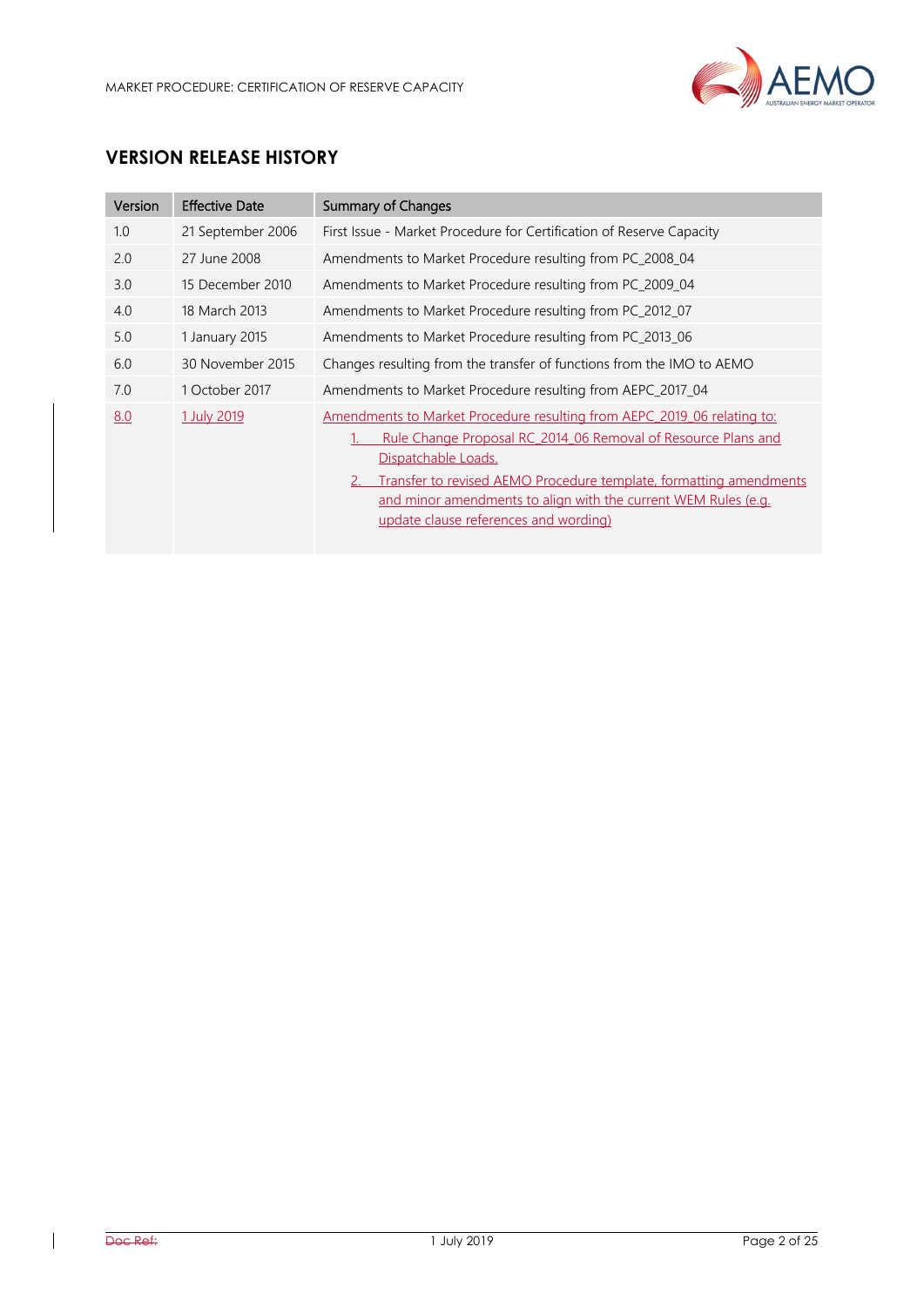## VERSION RELEASE HISTORY

| Version | Effective Date | Summary of Changes |
|---|---|---|
| 1.0 | 21 September 2006 | First Issue - Market Procedure for Certification of Reserve Capacity |
| 2.0 | 27 June 2008 | Amendments to Market Procedure resulting from PC_2008_04 |
| 3.0 | 15 December 2010 | Amendments to Market Procedure resulting from PC_2009_04 |
| 4.0 | 18 March 2013 | Amendments to Market Procedure resulting from PC_2012_07 |
| 5.0 | 1 January 2015 | Amendments to Market Procedure resulting from PC_2013_06 |
| 6.0 | 30 November 2015 | Changes resulting from the transfer of functions from the IMO to AEMO |
| 7.0 | 1 October 2017 | Amendments to Market Procedure resulting from AEPC_2017_04 |
| 8.0 | 1 July 2019 | Amendments to Market Procedure resulting from AEPC_2019_06 relating to:<br>1. Rule Change Proposal RC_2014_06 Removal of Resource Plans and Dispatchable Loads.<br>2. Transfer to revised AEMO Procedure template, formatting amendments and minor amendments to align with the current WEM Rules (e.g. update clause references and wording) |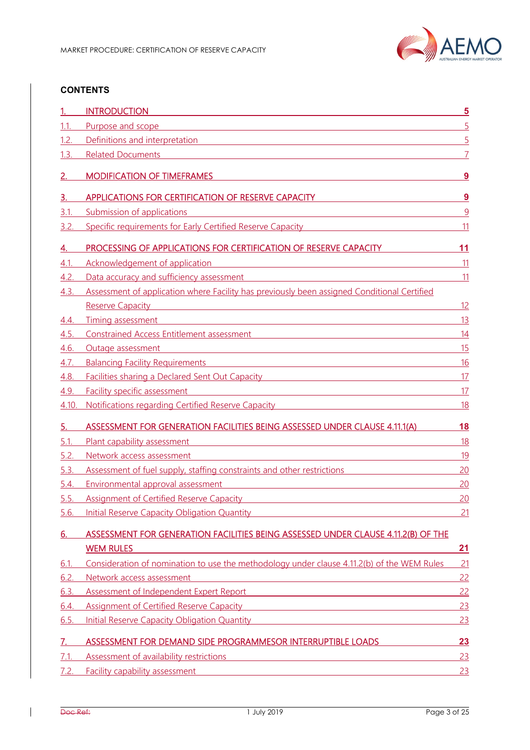**CONTENTS**

| | | |
|---|---|---|
| **1.** | **INTRODUCTION** | **5** |
| 1.1. | Purpose and scope | 5 |
| 1.2. | Definitions and interpretation | 5 |
| 1.3. | Related Documents | 7 |
| **2.** | **MODIFICATION OF TIMEFRAMES** | **9** |
| **3.** | **APPLICATIONS FOR CERTIFICATION OF RESERVE CAPACITY** | **9** |
| 3.1. | Submission of applications | 9 |
| 3.2. | Specific requirements for Early Certified Reserve Capacity | 11 |
| **4.** | **PROCESSING OF APPLICATIONS FOR CERTIFICATION OF RESERVE CAPACITY** | **11** |
| 4.1. | Acknowledgement of application | 11 |
| 4.2. | Data accuracy and sufficiency assessment | 11 |
| 4.3. | Assessment of application where Facility has previously been assigned Conditional Certified Reserve Capacity | 12 |
| 4.4. | Timing assessment | 13 |
| 4.5. | Constrained Access Entitlement assessment | 14 |
| 4.6. | Outage assessment | 15 |
| 4.7. | Balancing Facility Requirements | 16 |
| 4.8. | Facilities sharing a Declared Sent Out Capacity | 17 |
| 4.9. | Facility specific assessment | 17 |
| 4.10. | Notifications regarding Certified Reserve Capacity | 18 |
| **5.** | **ASSESSMENT FOR GENERATION FACILITIES BEING ASSESSED UNDER CLAUSE 4.11.1(A)** | **18** |
| 5.1. | Plant capability assessment | 18 |
| 5.2. | Network access assessment | 19 |
| 5.3. | Assessment of fuel supply, staffing constraints and other restrictions | 20 |
| 5.4. | Environmental approval assessment | 20 |
| 5.5. | Assignment of Certified Reserve Capacity | 20 |
| 5.6. | Initial Reserve Capacity Obligation Quantity | 21 |
| **6.** | **ASSESSMENT FOR GENERATION FACILITIES BEING ASSESSED UNDER CLAUSE 4.11.2(B) OF THE WEM RULES** | **21** |
| 6.1. | Consideration of nomination to use the methodology under clause 4.11.2(b) of the WEM Rules | 21 |
| 6.2. | Network access assessment | 22 |
| 6.3. | Assessment of Independent Expert Report | 22 |
| 6.4. | Assignment of Certified Reserve Capacity | 23 |
| 6.5. | Initial Reserve Capacity Obligation Quantity | 23 |
| **7.** | **ASSESSMENT FOR DEMAND SIDE PROGRAMMESOR INTERRUPTIBLE LOADS** | **23** |
| 7.1. | Assessment of availability restrictions | 23 |
| 7.2. | Facility capability assessment | 23 |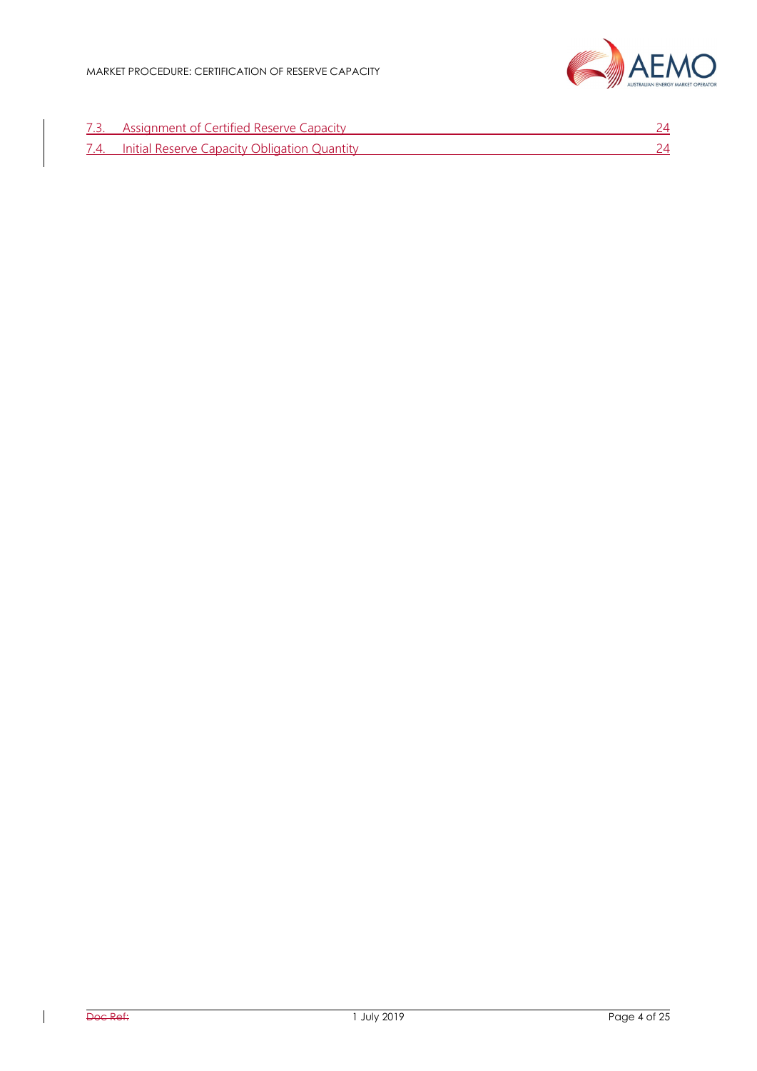7.3. Assignment of Certified Reserve Capacity 24

7.4. Initial Reserve Capacity Obligation Quantity 24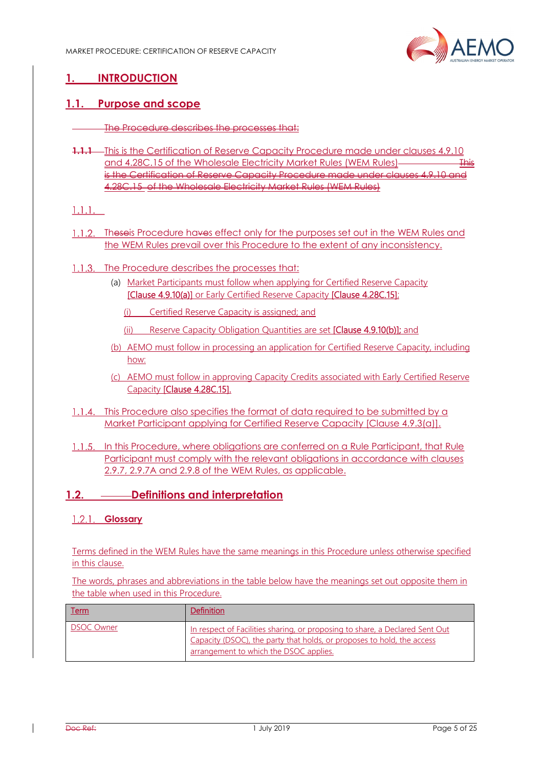# 1. INTRODUCTION

## 1.1. Purpose and scope

~~The Procedure describes the processes that:~~

1.1.1 This is the Certification of Reserve Capacity Procedure made under clauses 4.9.10 and 4.28C.15 of the Wholesale Electricity Market Rules (WEM Rules) ~~This is the Certification of Reserve Capacity Procedure made under clauses 4.9.10 and 4.28C.15 of the Wholesale Electricity Market Rules (WEM Rules)~~

1.1.1.

1.1.2. Thes~~e~~is Procedure ha~~ve~~s effect only for the purposes set out in the WEM Rules and the WEM Rules prevail over this Procedure to the extent of any inconsistency.

1.1.3. The Procedure describes the processes that:

(a) Market Participants must follow when applying for Certified Reserve Capacity [Clause 4.9.10(a)] or Early Certified Reserve Capacity [Clause 4.28C.15];

(i) Certified Reserve Capacity is assigned; and

(ii) Reserve Capacity Obligation Quantities are set [Clause 4.9.10(b)]; and

(b) AEMO must follow in processing an application for Certified Reserve Capacity, including how:

(c) AEMO must follow in approving Capacity Credits associated with Early Certified Reserve Capacity [Clause 4.28C.15].

1.1.4. This Procedure also specifies the format of data required to be submitted by a Market Participant applying for Certified Reserve Capacity [Clause 4.9.3(a)].

1.1.5. In this Procedure, where obligations are conferred on a Rule Participant, that Rule Participant must comply with the relevant obligations in accordance with clauses 2.9.7, 2.9.7A and 2.9.8 of the WEM Rules, as applicable.

## 1.2. Definitions and interpretation

### 1.2.1. Glossary

Terms defined in the WEM Rules have the same meanings in this Procedure unless otherwise specified in this clause.

The words, phrases and abbreviations in the table below have the meanings set out opposite them in the table when used in this Procedure.

| Term | Definition |
|---|---|
| DSOC Owner | In respect of Facilities sharing, or proposing to share, a Declared Sent Out Capacity (DSOC), the party that holds, or proposes to hold, the access arrangement to which the DSOC applies. |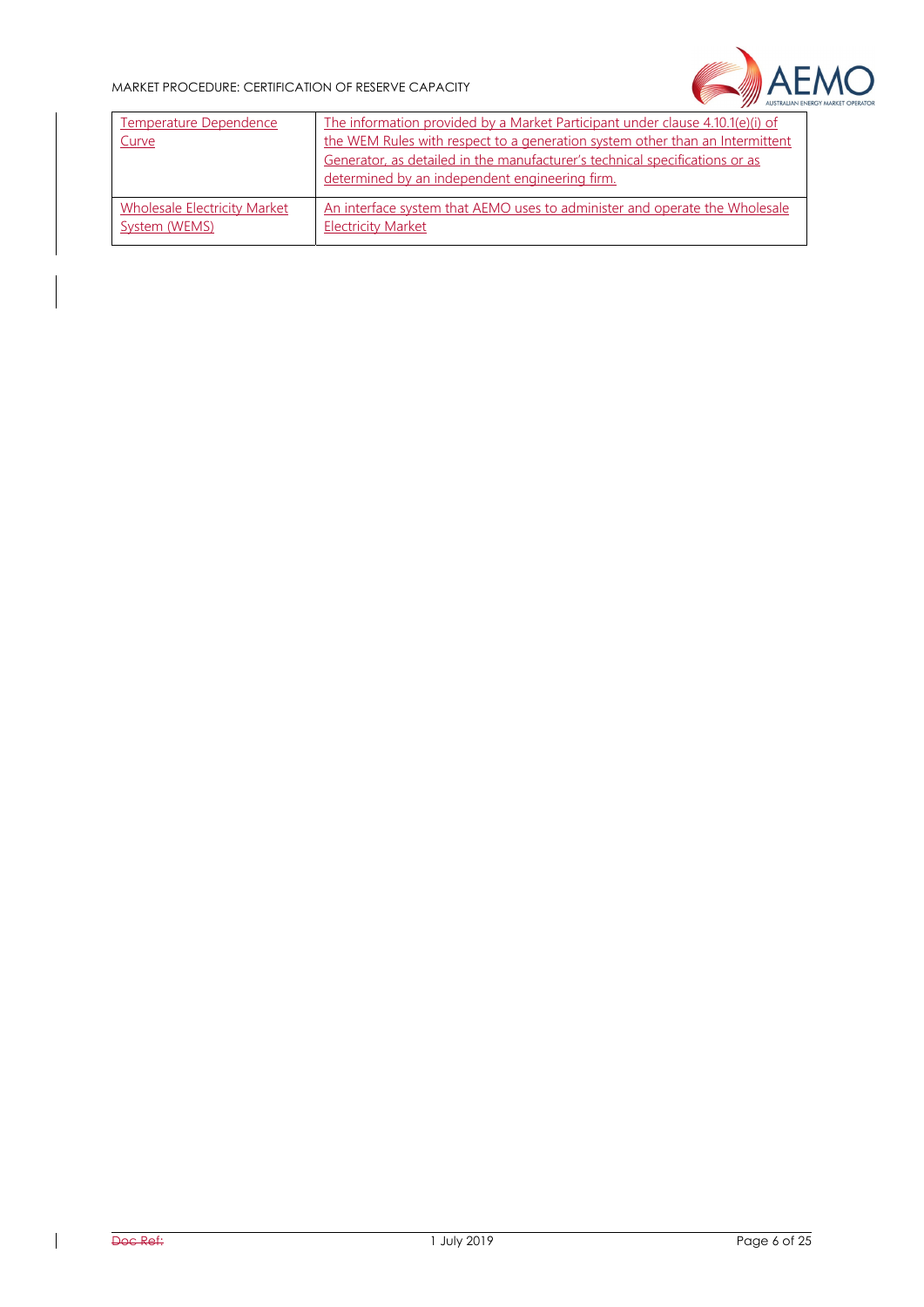| | |
|---|---|
| Temperature Dependence Curve | The information provided by a Market Participant under clause 4.10.1(e)(i) of the WEM Rules with respect to a generation system other than an Intermittent Generator, as detailed in the manufacturer's technical specifications or as determined by an independent engineering firm. |
| Wholesale Electricity Market System (WEMS) | An interface system that AEMO uses to administer and operate the Wholesale Electricity Market |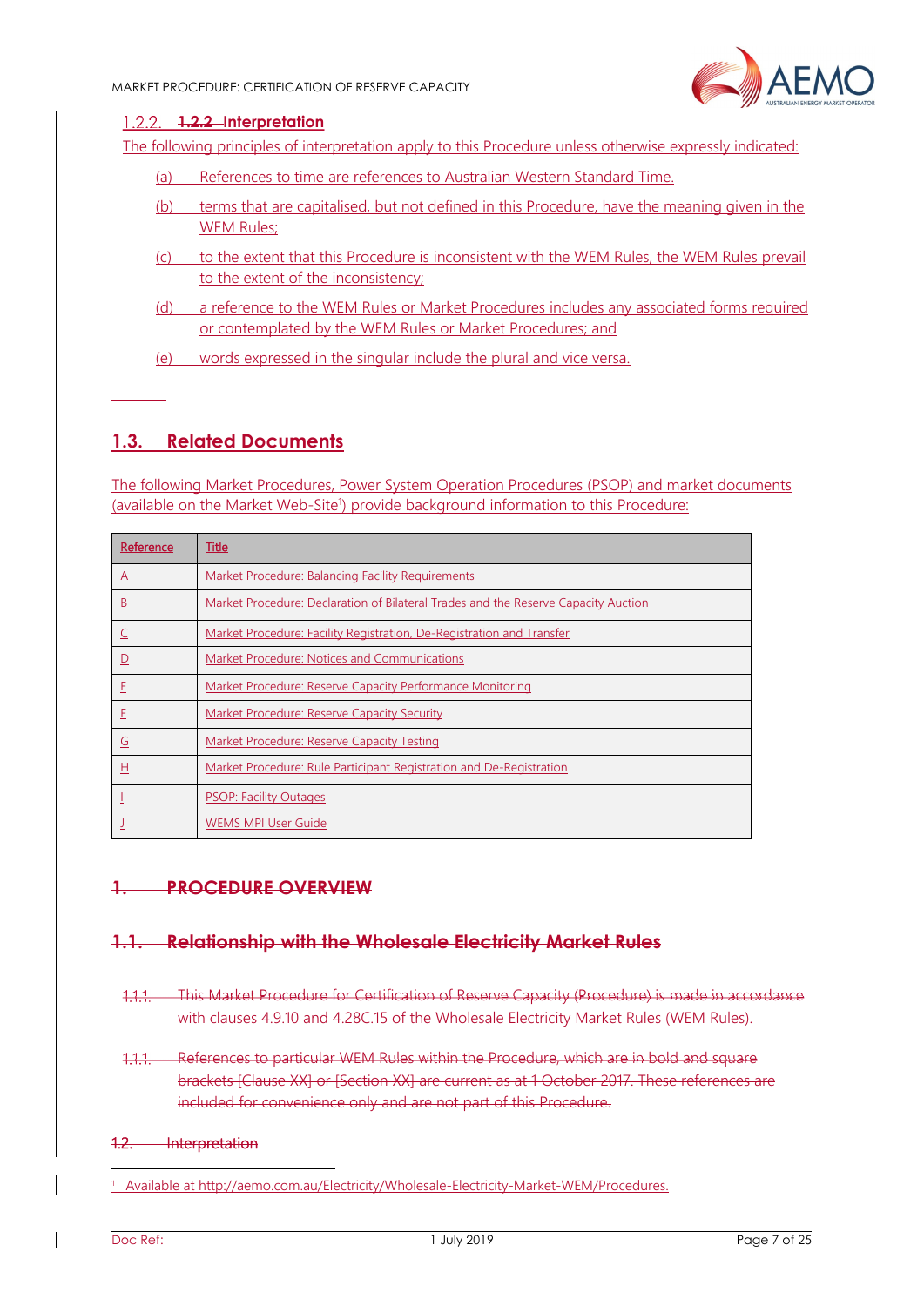### 1.2.2. Interpretation

The following principles of interpretation apply to this Procedure unless otherwise expressly indicated:

(a) References to time are references to Australian Western Standard Time.

(b) terms that are capitalised, but not defined in this Procedure, have the meaning given in the WEM Rules;

(c) to the extent that this Procedure is inconsistent with the WEM Rules, the WEM Rules prevail to the extent of the inconsistency;

(d) a reference to the WEM Rules or Market Procedures includes any associated forms required or contemplated by the WEM Rules or Market Procedures; and

(e) words expressed in the singular include the plural and vice versa.

## 1.3. Related Documents

The following Market Procedures, Power System Operation Procedures (PSOP) and market documents (available on the Market Web-Site[1]) provide background information to this Procedure:

| Reference | Title |
|---|---|
| A | Market Procedure: Balancing Facility Requirements |
| B | Market Procedure: Declaration of Bilateral Trades and the Reserve Capacity Auction |
| C | Market Procedure: Facility Registration, De-Registration and Transfer |
| D | Market Procedure: Notices and Communications |
| E | Market Procedure: Reserve Capacity Performance Monitoring |
| F | Market Procedure: Reserve Capacity Security |
| G | Market Procedure: Reserve Capacity Testing |
| H | Market Procedure: Rule Participant Registration and De-Registration |
| I | PSOP: Facility Outages |
| J | WEMS MPI User Guide |

# 1. PROCEDURE OVERVIEW

## 1.1. Relationship with the Wholesale Electricity Market Rules

1.1.1. This Market Procedure for Certification of Reserve Capacity (Procedure) is made in accordance with clauses 4.9.10 and 4.28C.15 of the Wholesale Electricity Market Rules (WEM Rules).

1.1.1. References to particular WEM Rules within the Procedure, which are in bold and square brackets [Clause XX] or [Section XX] are current as at 1 October 2017. These references are included for convenience only and are not part of this Procedure.

1.2. Interpretation

[1] Available at http://aemo.com.au/Electricity/Wholesale-Electricity-Market-WEM/Procedures.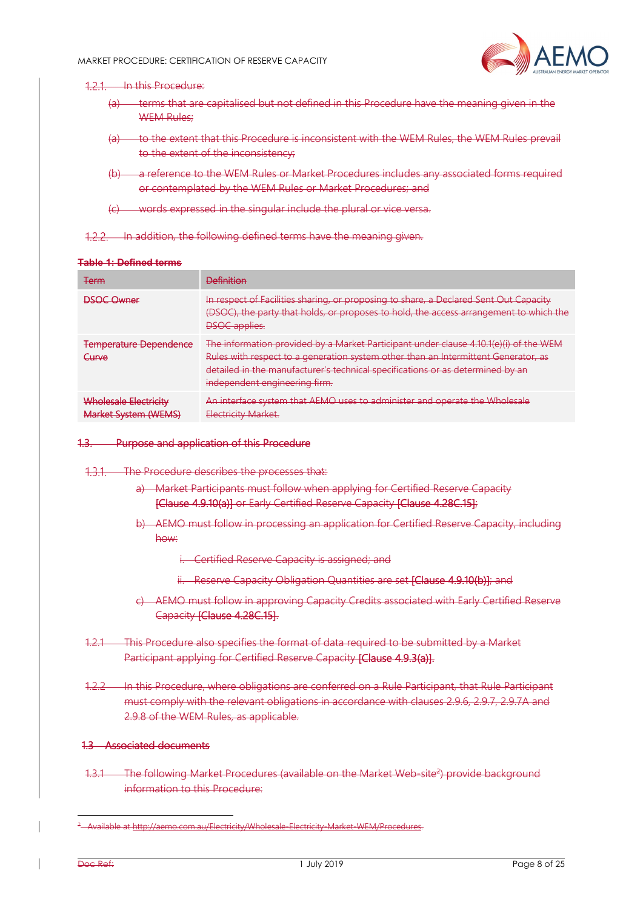1.2.1. In this Procedure:

(a) terms that are capitalised but not defined in this Procedure have the meaning given in the WEM Rules;

(a) to the extent that this Procedure is inconsistent with the WEM Rules, the WEM Rules prevail to the extent of the inconsistency;

(b) a reference to the WEM Rules or Market Procedures includes any associated forms required or contemplated by the WEM Rules or Market Procedures; and

(c) words expressed in the singular include the plural or vice versa.

1.2.2. In addition, the following defined terms have the meaning given.

**Table 1: Defined terms**

| Term | Definition |
|---|---|
| DSOC Owner | In respect of Facilities sharing, or proposing to share, a Declared Sent Out Capacity (DSOC), the party that holds, or proposes to hold, the access arrangement to which the DSOC applies. |
| Temperature Dependence Curve | The information provided by a Market Participant under clause 4.10.1(e)(i) of the WEM Rules with respect to a generation system other than an Intermittent Generator, as detailed in the manufacturer's technical specifications or as determined by an independent engineering firm. |
| Wholesale Electricity Market System (WEMS) | An interface system that AEMO uses to administer and operate the Wholesale Electricity Market. |

## 1.3. Purpose and application of this Procedure

1.3.1. The Procedure describes the processes that:

a) Market Participants must follow when applying for Certified Reserve Capacity **[Clause 4.9.10(a)]** or Early Certified Reserve Capacity **[Clause 4.28C.15]**;

b) AEMO must follow in processing an application for Certified Reserve Capacity, including how:

i. Certified Reserve Capacity is assigned; and

ii. Reserve Capacity Obligation Quantities are set **[Clause 4.9.10(b)]**; and

c) AEMO must follow in approving Capacity Credits associated with Early Certified Reserve Capacity **[Clause 4.28C.15]**.

1.2.1 This Procedure also specifies the format of data required to be submitted by a Market Participant applying for Certified Reserve Capacity **[Clause 4.9.3(a)]**.

1.2.2 In this Procedure, where obligations are conferred on a Rule Participant, that Rule Participant must comply with the relevant obligations in accordance with clauses 2.9.6, 2.9.7, 2.9.7A and 2.9.8 of the WEM Rules, as applicable.

## 1.3 Associated documents

1.3.1 The following Market Procedures (available on the Market Web-site[2]) provide background information to this Procedure:

---

[2] Available at http://aemo.com.au/Electricity/Wholesale-Electricity-Market-WEM/Procedures.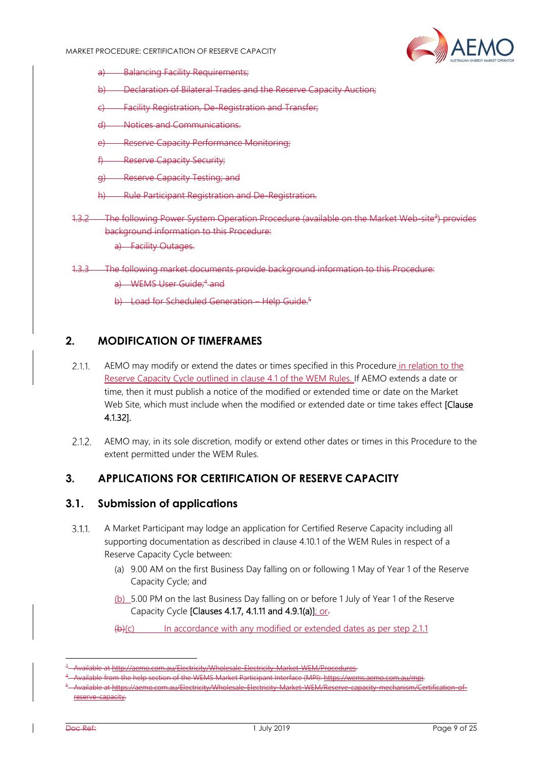a) Balancing Facility Requirements;

b) Declaration of Bilateral Trades and the Reserve Capacity Auction;

c) Facility Registration, De-Registration and Transfer;

d) Notices and Communications.

e) Reserve Capacity Performance Monitoring;

f) Reserve Capacity Security;

g) Reserve Capacity Testing; and

h) Rule Participant Registration and De-Registration.

1.3.2 The following Power System Operation Procedure (available on the Market Web-site[3]) provides background information to this Procedure:

a) Facility Outages.

1.3.3 The following market documents provide background information to this Procedure:

a) WEMS User Guide;[4] and

b) Load for Scheduled Generation – Help Guide.[5]

## 2. MODIFICATION OF TIMEFRAMES

2.1.1. AEMO may modify or extend the dates or times specified in this Procedure in relation to the Reserve Capacity Cycle outlined in clause 4.1 of the WEM Rules. If AEMO extends a date or time, then it must publish a notice of the modified or extended time or date on the Market Web Site, which must include when the modified or extended date or time takes effect [Clause 4.1.32].

2.1.2. AEMO may, in its sole discretion, modify or extend other dates or times in this Procedure to the extent permitted under the WEM Rules.

## 3. APPLICATIONS FOR CERTIFICATION OF RESERVE CAPACITY

### 3.1. Submission of applications

3.1.1. A Market Participant may lodge an application for Certified Reserve Capacity including all supporting documentation as described in clause 4.10.1 of the WEM Rules in respect of a Reserve Capacity Cycle between:

(a) 9.00 AM on the first Business Day falling on or following 1 May of Year 1 of the Reserve Capacity Cycle; and

(b) 5.00 PM on the last Business Day falling on or before 1 July of Year 1 of the Reserve Capacity Cycle [Clauses 4.1.7, 4.1.11 and 4.9.1(a)]; or.

(b)(c) In accordance with any modified or extended dates as per step 2.1.1

---

[3] Available at http://aemo.com.au/Electricity/Wholesale-Electricity-Market-WEM/Procedures.

[4] Available from the help section of the WEMS Market Participant Interface (MPI): https://wems.aemo.com.au/mpi.

[5] Available at https://aemo.com.au/Electricity/Wholesale-Electricity-Market-WEM/Reserve-capacity-mechanism/Certification-of-reserve-capacity.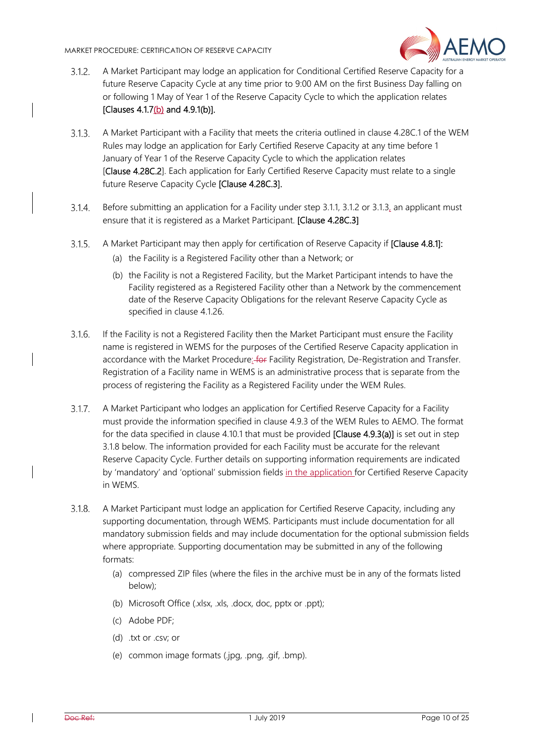3.1.2. A Market Participant may lodge an application for Conditional Certified Reserve Capacity for a future Reserve Capacity Cycle at any time prior to 9:00 AM on the first Business Day falling on or following 1 May of Year 1 of the Reserve Capacity Cycle to which the application relates [Clauses 4.1.7(b) and 4.9.1(b)].

3.1.3. A Market Participant with a Facility that meets the criteria outlined in clause 4.28C.1 of the WEM Rules may lodge an application for Early Certified Reserve Capacity at any time before 1 January of Year 1 of the Reserve Capacity Cycle to which the application relates [Clause 4.28C.2]. Each application for Early Certified Reserve Capacity must relate to a single future Reserve Capacity Cycle [Clause 4.28C.3].

3.1.4. Before submitting an application for a Facility under step 3.1.1, 3.1.2 or 3.1.3, an applicant must ensure that it is registered as a Market Participant. [Clause 4.28C.3]

3.1.5. A Market Participant may then apply for certification of Reserve Capacity if [Clause 4.8.1]:

(a) the Facility is a Registered Facility other than a Network; or

(b) the Facility is not a Registered Facility, but the Market Participant intends to have the Facility registered as a Registered Facility other than a Network by the commencement date of the Reserve Capacity Obligations for the relevant Reserve Capacity Cycle as specified in clause 4.1.26.

3.1.6. If the Facility is not a Registered Facility then the Market Participant must ensure the Facility name is registered in WEMS for the purposes of the Certified Reserve Capacity application in accordance with the Market Procedure: ~~for~~ Facility Registration, De-Registration and Transfer. Registration of a Facility name in WEMS is an administrative process that is separate from the process of registering the Facility as a Registered Facility under the WEM Rules.

3.1.7. A Market Participant who lodges an application for Certified Reserve Capacity for a Facility must provide the information specified in clause 4.9.3 of the WEM Rules to AEMO. The format for the data specified in clause 4.10.1 that must be provided [Clause 4.9.3(a)] is set out in step 3.1.8 below. The information provided for each Facility must be accurate for the relevant Reserve Capacity Cycle. Further details on supporting information requirements are indicated by 'mandatory' and 'optional' submission fields in the application for Certified Reserve Capacity in WEMS.

3.1.8. A Market Participant must lodge an application for Certified Reserve Capacity, including any supporting documentation, through WEMS. Participants must include documentation for all mandatory submission fields and may include documentation for the optional submission fields where appropriate. Supporting documentation may be submitted in any of the following formats:

(a) compressed ZIP files (where the files in the archive must be in any of the formats listed below);

(b) Microsoft Office (.xlsx, .xls, .docx, doc, pptx or .ppt);

(c) Adobe PDF;

(d) .txt or .csv; or

(e) common image formats (.jpg, .png, .gif, .bmp).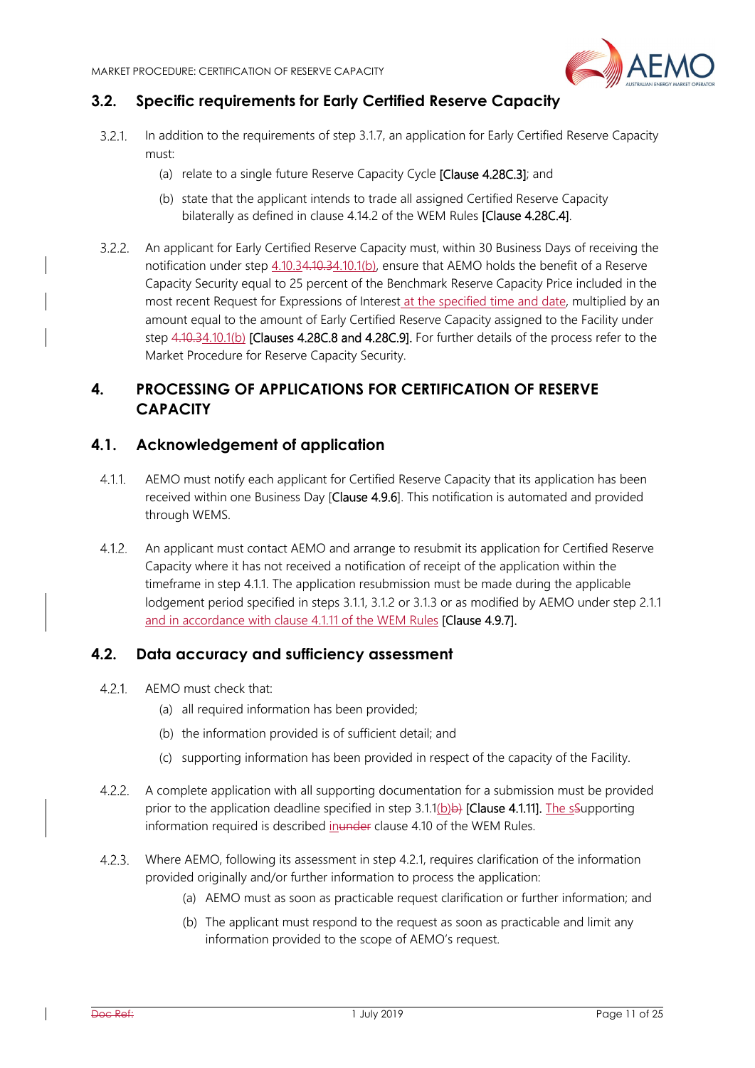## 3.2. Specific requirements for Early Certified Reserve Capacity

3.2.1. In addition to the requirements of step 3.1.7, an application for Early Certified Reserve Capacity must:

(a) relate to a single future Reserve Capacity Cycle [Clause 4.28C.3]; and

(b) state that the applicant intends to trade all assigned Certified Reserve Capacity bilaterally as defined in clause 4.14.2 of the WEM Rules [Clause 4.28C.4].

3.2.2. An applicant for Early Certified Reserve Capacity must, within 30 Business Days of receiving the notification under step 4.10.34.10.34.10.1(b), ensure that AEMO holds the benefit of a Reserve Capacity Security equal to 25 percent of the Benchmark Reserve Capacity Price included in the most recent Request for Expressions of Interest at the specified time and date, multiplied by an amount equal to the amount of Early Certified Reserve Capacity assigned to the Facility under step 4.10.34.10.1(b) [Clauses 4.28C.8 and 4.28C.9]. For further details of the process refer to the Market Procedure for Reserve Capacity Security.

# 4. PROCESSING OF APPLICATIONS FOR CERTIFICATION OF RESERVE CAPACITY

## 4.1. Acknowledgement of application

4.1.1. AEMO must notify each applicant for Certified Reserve Capacity that its application has been received within one Business Day [Clause 4.9.6]. This notification is automated and provided through WEMS.

4.1.2. An applicant must contact AEMO and arrange to resubmit its application for Certified Reserve Capacity where it has not received a notification of receipt of the application within the timeframe in step 4.1.1. The application resubmission must be made during the applicable lodgement period specified in steps 3.1.1, 3.1.2 or 3.1.3 or as modified by AEMO under step 2.1.1 and in accordance with clause 4.1.11 of the WEM Rules [Clause 4.9.7].

## 4.2. Data accuracy and sufficiency assessment

4.2.1. AEMO must check that:

(a) all required information has been provided;

(b) the information provided is of sufficient detail; and

(c) supporting information has been provided in respect of the capacity of the Facility.

4.2.2. A complete application with all supporting documentation for a submission must be provided prior to the application deadline specified in step 3.1.1(b)b) [Clause 4.1.11]. The sSupporting information required is described inunder clause 4.10 of the WEM Rules.

4.2.3. Where AEMO, following its assessment in step 4.2.1, requires clarification of the information provided originally and/or further information to process the application:

(a) AEMO must as soon as practicable request clarification or further information; and

(b) The applicant must respond to the request as soon as practicable and limit any information provided to the scope of AEMO's request.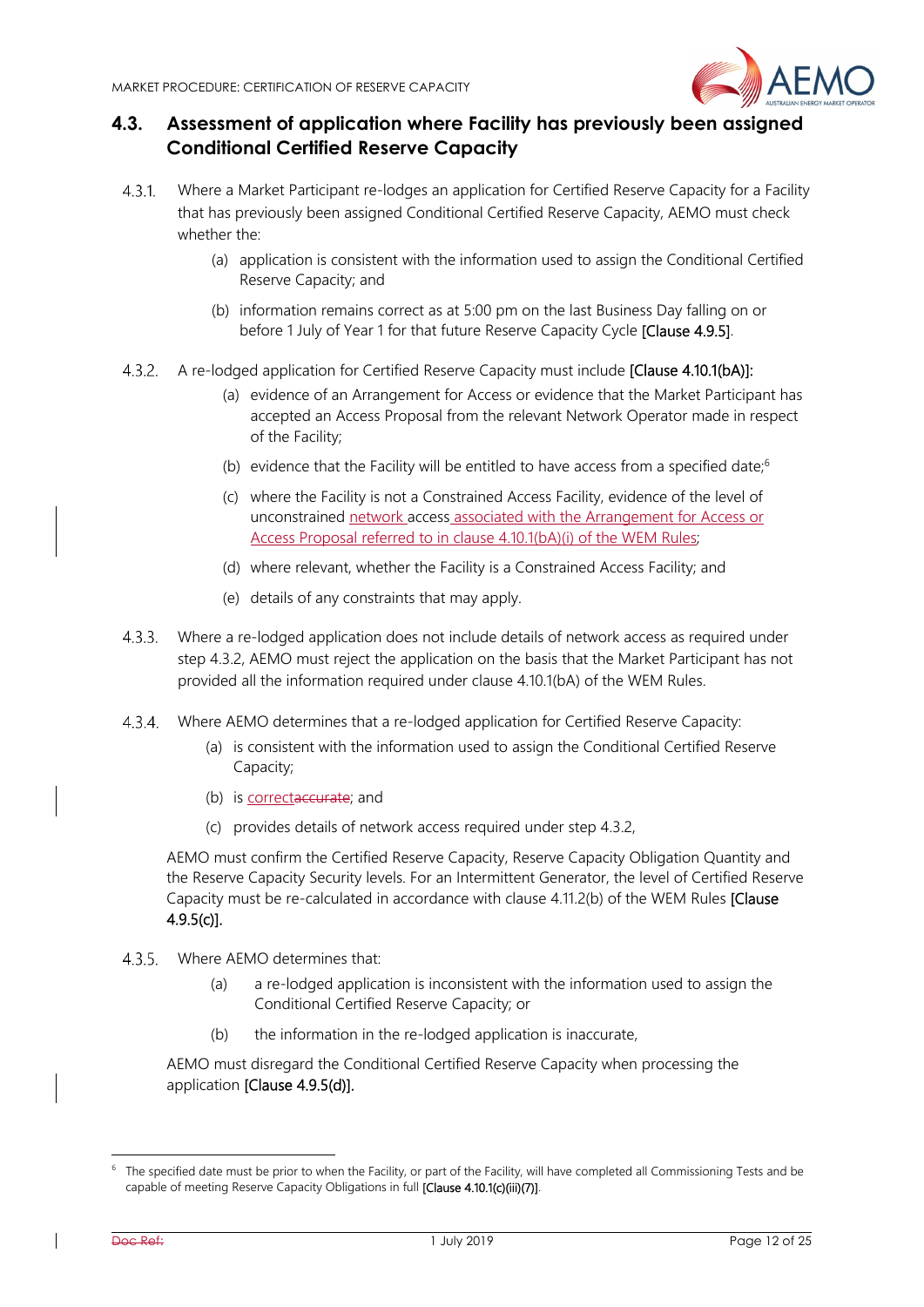## 4.3. Assessment of application where Facility has previously been assigned Conditional Certified Reserve Capacity

4.3.1. Where a Market Participant re-lodges an application for Certified Reserve Capacity for a Facility that has previously been assigned Conditional Certified Reserve Capacity, AEMO must check whether the:

(a) application is consistent with the information used to assign the Conditional Certified Reserve Capacity; and

(b) information remains correct as at 5:00 pm on the last Business Day falling on or before 1 July of Year 1 for that future Reserve Capacity Cycle **[Clause 4.9.5]**.

4.3.2. A re-lodged application for Certified Reserve Capacity must include **[Clause 4.10.1(bA)]:**

(a) evidence of an Arrangement for Access or evidence that the Market Participant has accepted an Access Proposal from the relevant Network Operator made in respect of the Facility;

(b) evidence that the Facility will be entitled to have access from a specified date;[6]

(c) where the Facility is not a Constrained Access Facility, evidence of the level of unconstrained network access associated with the Arrangement for Access or Access Proposal referred to in clause 4.10.1(bA)(i) of the WEM Rules;

(d) where relevant, whether the Facility is a Constrained Access Facility; and

(e) details of any constraints that may apply.

4.3.3. Where a re-lodged application does not include details of network access as required under step 4.3.2, AEMO must reject the application on the basis that the Market Participant has not provided all the information required under clause 4.10.1(bA) of the WEM Rules.

4.3.4. Where AEMO determines that a re-lodged application for Certified Reserve Capacity:

(a) is consistent with the information used to assign the Conditional Certified Reserve Capacity;

(b) is ~~accurate~~correct; and

(c) provides details of network access required under step 4.3.2,

AEMO must confirm the Certified Reserve Capacity, Reserve Capacity Obligation Quantity and the Reserve Capacity Security levels. For an Intermittent Generator, the level of Certified Reserve Capacity must be re-calculated in accordance with clause 4.11.2(b) of the WEM Rules **[Clause 4.9.5(c)]**.

4.3.5. Where AEMO determines that:

(a) a re-lodged application is inconsistent with the information used to assign the Conditional Certified Reserve Capacity; or

(b) the information in the re-lodged application is inaccurate,

AEMO must disregard the Conditional Certified Reserve Capacity when processing the application **[Clause 4.9.5(d)]**.

---

[6] The specified date must be prior to when the Facility, or part of the Facility, will have completed all Commissioning Tests and be capable of meeting Reserve Capacity Obligations in full **[Clause 4.10.1(c)(iii)(7)]**.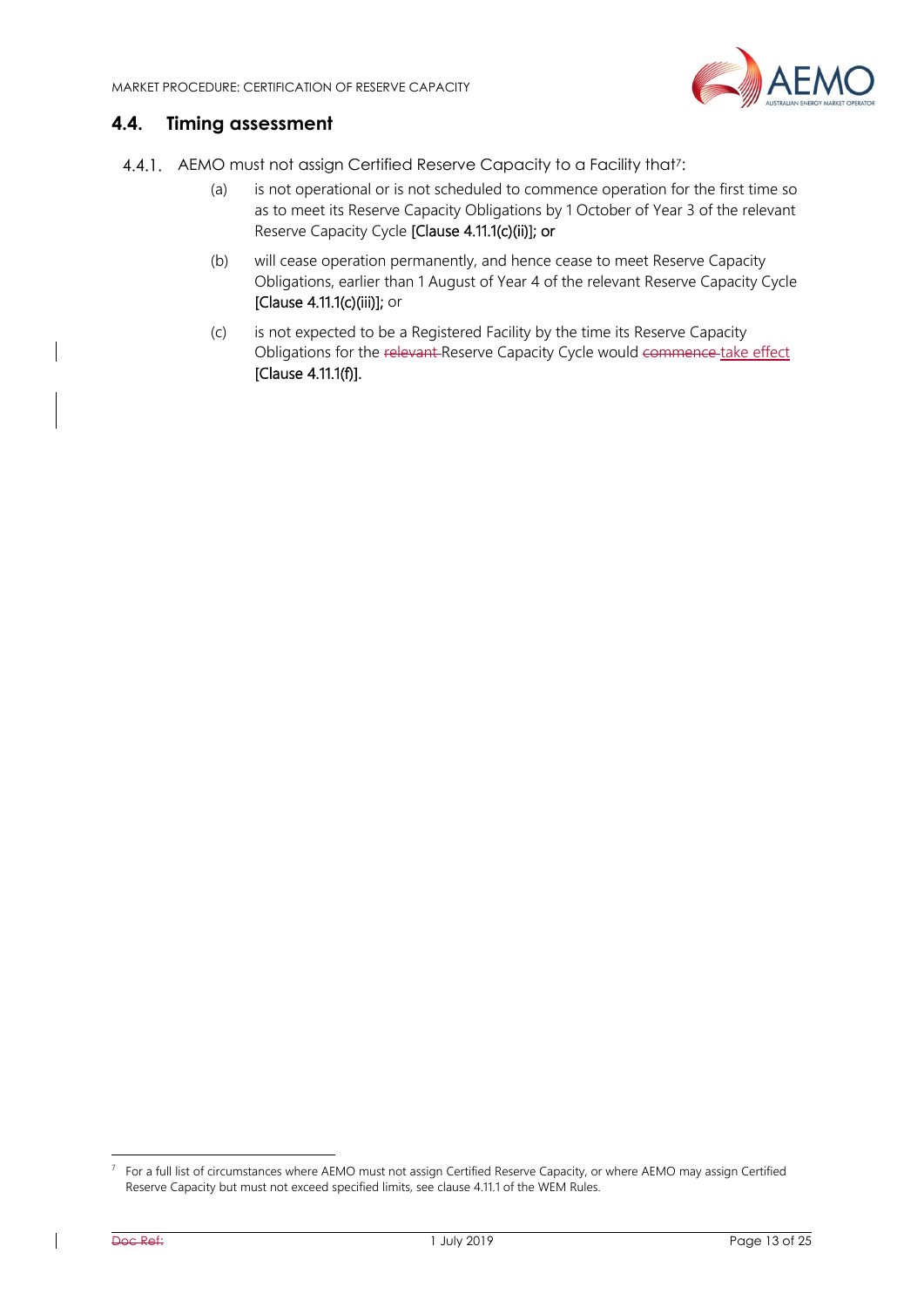## 4.4. Timing assessment

4.4.1. AEMO must not assign Certified Reserve Capacity to a Facility that[7]:

(a) is not operational or is not scheduled to commence operation for the first time so as to meet its Reserve Capacity Obligations by 1 October of Year 3 of the relevant Reserve Capacity Cycle **[Clause 4.11.1(c)(ii)]; or**

(b) will cease operation permanently, and hence cease to meet Reserve Capacity Obligations, earlier than 1 August of Year 4 of the relevant Reserve Capacity Cycle **[Clause 4.11.1(c)(iii)];** or

(c) is not expected to be a Registered Facility by the time its Reserve Capacity Obligations for the ~~relevant~~ Reserve Capacity Cycle would ~~commence~~ take effect **[Clause 4.11.1(f)].**

[7] For a full list of circumstances where AEMO must not assign Certified Reserve Capacity, or where AEMO may assign Certified Reserve Capacity but must not exceed specified limits, see clause 4.11.1 of the WEM Rules.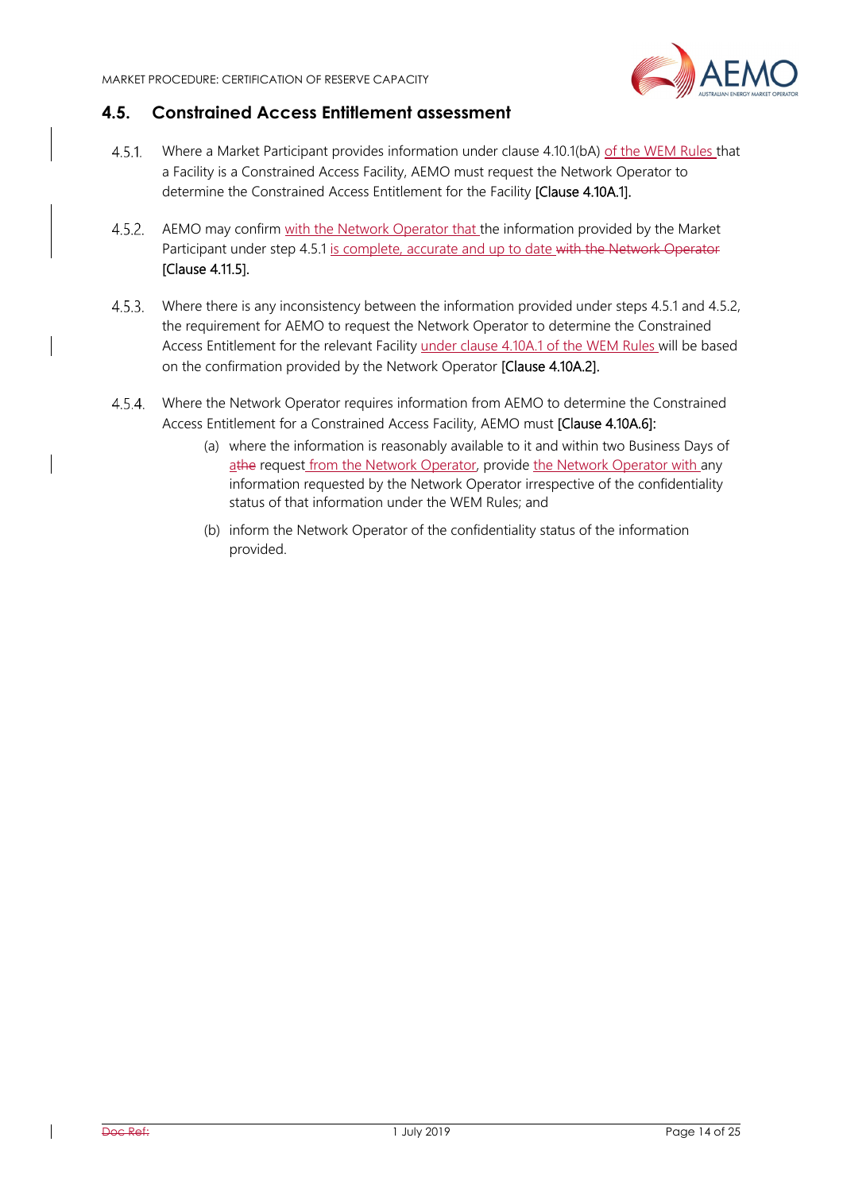## 4.5. Constrained Access Entitlement assessment

4.5.1. Where a Market Participant provides information under clause 4.10.1(bA) of the WEM Rules that a Facility is a Constrained Access Facility, AEMO must request the Network Operator to determine the Constrained Access Entitlement for the Facility **[Clause 4.10A.1]**.

4.5.2. AEMO may confirm with the Network Operator that the information provided by the Market Participant under step 4.5.1 is complete, accurate and up to date ~~with the Network Operator~~ **[Clause 4.11.5]**.

4.5.3. Where there is any inconsistency between the information provided under steps 4.5.1 and 4.5.2, the requirement for AEMO to request the Network Operator to determine the Constrained Access Entitlement for the relevant Facility under clause 4.10A.1 of the WEM Rules will be based on the confirmation provided by the Network Operator **[Clause 4.10A.2]**.

4.5.4. Where the Network Operator requires information from AEMO to determine the Constrained Access Entitlement for a Constrained Access Facility, AEMO must **[Clause 4.10A.6]**:

(a) where the information is reasonably available to it and within two Business Days of a~~the~~ request from the Network Operator, provide the Network Operator with any information requested by the Network Operator irrespective of the confidentiality status of that information under the WEM Rules; and

(b) inform the Network Operator of the confidentiality status of the information provided.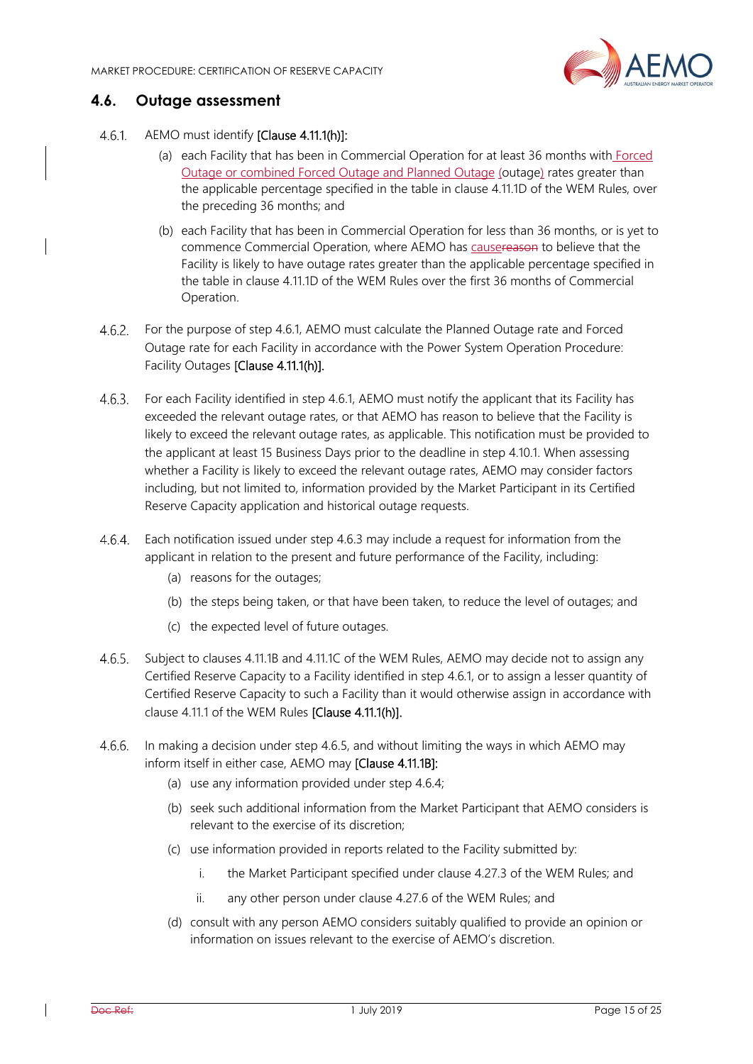## 4.6. Outage assessment

4.6.1. AEMO must identify **[Clause 4.11.1(h)]**:

(a) each Facility that has been in Commercial Operation for at least 36 months with Forced Outage or combined Forced Outage and Planned Outage (outage) rates greater than the applicable percentage specified in the table in clause 4.11.1D of the WEM Rules, over the preceding 36 months; and

(b) each Facility that has been in Commercial Operation for less than 36 months, or is yet to commence Commercial Operation, where AEMO has causereason to believe that the Facility is likely to have outage rates greater than the applicable percentage specified in the table in clause 4.11.1D of the WEM Rules over the first 36 months of Commercial Operation.

4.6.2. For the purpose of step 4.6.1, AEMO must calculate the Planned Outage rate and Forced Outage rate for each Facility in accordance with the Power System Operation Procedure: Facility Outages **[Clause 4.11.1(h)]**.

4.6.3. For each Facility identified in step 4.6.1, AEMO must notify the applicant that its Facility has exceeded the relevant outage rates, or that AEMO has reason to believe that the Facility is likely to exceed the relevant outage rates, as applicable. This notification must be provided to the applicant at least 15 Business Days prior to the deadline in step 4.10.1. When assessing whether a Facility is likely to exceed the relevant outage rates, AEMO may consider factors including, but not limited to, information provided by the Market Participant in its Certified Reserve Capacity application and historical outage requests.

4.6.4. Each notification issued under step 4.6.3 may include a request for information from the applicant in relation to the present and future performance of the Facility, including:

(a) reasons for the outages;

(b) the steps being taken, or that have been taken, to reduce the level of outages; and

(c) the expected level of future outages.

4.6.5. Subject to clauses 4.11.1B and 4.11.1C of the WEM Rules, AEMO may decide not to assign any Certified Reserve Capacity to a Facility identified in step 4.6.1, or to assign a lesser quantity of Certified Reserve Capacity to such a Facility than it would otherwise assign in accordance with clause 4.11.1 of the WEM Rules **[Clause 4.11.1(h)]**.

4.6.6. In making a decision under step 4.6.5, and without limiting the ways in which AEMO may inform itself in either case, AEMO may **[Clause 4.11.1B]**:

(a) use any information provided under step 4.6.4;

(b) seek such additional information from the Market Participant that AEMO considers is relevant to the exercise of its discretion;

(c) use information provided in reports related to the Facility submitted by:

i. the Market Participant specified under clause 4.27.3 of the WEM Rules; and

ii. any other person under clause 4.27.6 of the WEM Rules; and

(d) consult with any person AEMO considers suitably qualified to provide an opinion or information on issues relevant to the exercise of AEMO's discretion.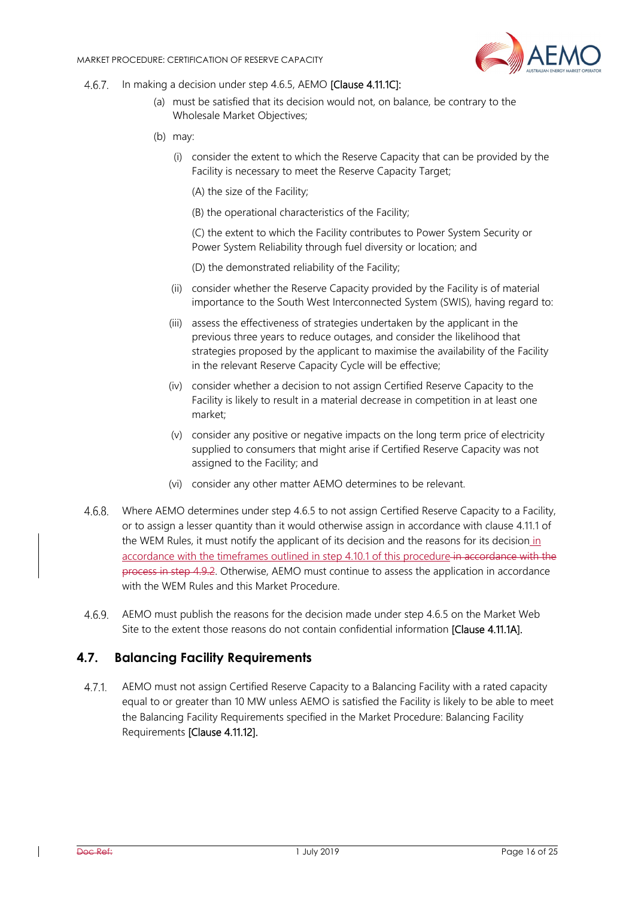4.6.7. In making a decision under step 4.6.5, AEMO [Clause 4.11.1C]:

(a) must be satisfied that its decision would not, on balance, be contrary to the Wholesale Market Objectives;

(b) may:

(i) consider the extent to which the Reserve Capacity that can be provided by the Facility is necessary to meet the Reserve Capacity Target;

(A) the size of the Facility;

(B) the operational characteristics of the Facility;

(C) the extent to which the Facility contributes to Power System Security or Power System Reliability through fuel diversity or location; and

(D) the demonstrated reliability of the Facility;

(ii) consider whether the Reserve Capacity provided by the Facility is of material importance to the South West Interconnected System (SWIS), having regard to:

(iii) assess the effectiveness of strategies undertaken by the applicant in the previous three years to reduce outages, and consider the likelihood that strategies proposed by the applicant to maximise the availability of the Facility in the relevant Reserve Capacity Cycle will be effective;

(iv) consider whether a decision to not assign Certified Reserve Capacity to the Facility is likely to result in a material decrease in competition in at least one market;

(v) consider any positive or negative impacts on the long term price of electricity supplied to consumers that might arise if Certified Reserve Capacity was not assigned to the Facility; and

(vi) consider any other matter AEMO determines to be relevant.

4.6.8. Where AEMO determines under step 4.6.5 to not assign Certified Reserve Capacity to a Facility, or to assign a lesser quantity than it would otherwise assign in accordance with clause 4.11.1 of the WEM Rules, it must notify the applicant of its decision and the reasons for its decision in accordance with the timeframes outlined in step 4.10.1 of this procedure ~~in accordance with the process in step 4.9.2~~. Otherwise, AEMO must continue to assess the application in accordance with the WEM Rules and this Market Procedure.

4.6.9. AEMO must publish the reasons for the decision made under step 4.6.5 on the Market Web Site to the extent those reasons do not contain confidential information [Clause 4.11.1A].

## 4.7. Balancing Facility Requirements

4.7.1. AEMO must not assign Certified Reserve Capacity to a Balancing Facility with a rated capacity equal to or greater than 10 MW unless AEMO is satisfied the Facility is likely to be able to meet the Balancing Facility Requirements specified in the Market Procedure: Balancing Facility Requirements [Clause 4.11.12].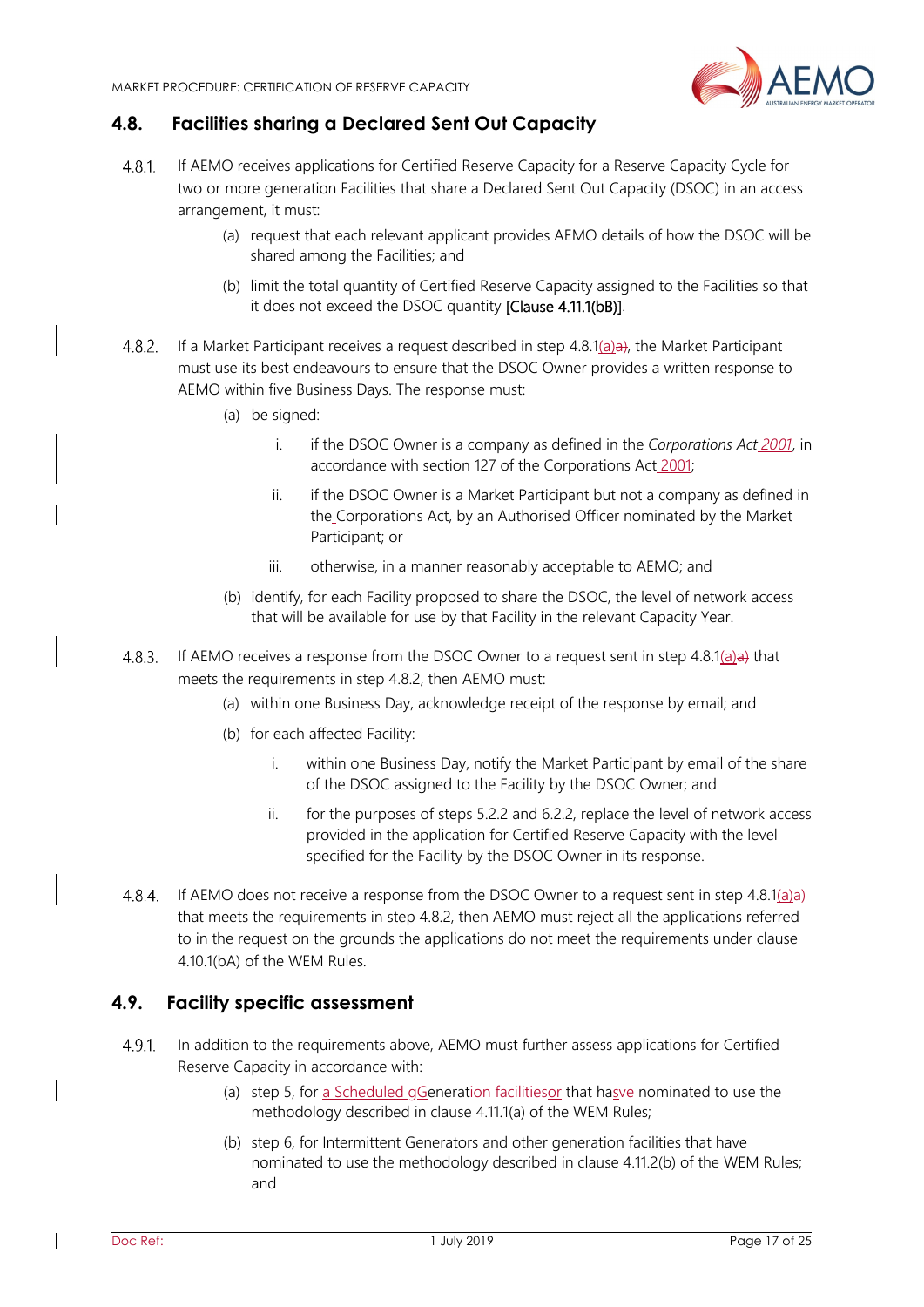## 4.8. Facilities sharing a Declared Sent Out Capacity

4.8.1. If AEMO receives applications for Certified Reserve Capacity for a Reserve Capacity Cycle for two or more generation Facilities that share a Declared Sent Out Capacity (DSOC) in an access arrangement, it must:

(a) request that each relevant applicant provides AEMO details of how the DSOC will be shared among the Facilities; and

(b) limit the total quantity of Certified Reserve Capacity assigned to the Facilities so that it does not exceed the DSOC quantity [Clause 4.11.1(bB)].

4.8.2. If a Market Participant receives a request described in step 4.8.1(a)a), the Market Participant must use its best endeavours to ensure that the DSOC Owner provides a written response to AEMO within five Business Days. The response must:

(a) be signed:

i. if the DSOC Owner is a company as defined in the *Corporations Act 2001*, in accordance with section 127 of the Corporations Act 2001;

ii. if the DSOC Owner is a Market Participant but not a company as defined in the Corporations Act, by an Authorised Officer nominated by the Market Participant; or

iii. otherwise, in a manner reasonably acceptable to AEMO; and

(b) identify, for each Facility proposed to share the DSOC, the level of network access that will be available for use by that Facility in the relevant Capacity Year.

4.8.3. If AEMO receives a response from the DSOC Owner to a request sent in step 4.8.1(a)a) that meets the requirements in step 4.8.2, then AEMO must:

(a) within one Business Day, acknowledge receipt of the response by email; and

(b) for each affected Facility:

i. within one Business Day, notify the Market Participant by email of the share of the DSOC assigned to the Facility by the DSOC Owner; and

ii. for the purposes of steps 5.2.2 and 6.2.2, replace the level of network access provided in the application for Certified Reserve Capacity with the level specified for the Facility by the DSOC Owner in its response.

4.8.4. If AEMO does not receive a response from the DSOC Owner to a request sent in step 4.8.1(a)a) that meets the requirements in step 4.8.2, then AEMO must reject all the applications referred to in the request on the grounds the applications do not meet the requirements under clause 4.10.1(bA) of the WEM Rules.

## 4.9. Facility specific assessment

4.9.1. In addition to the requirements above, AEMO must further assess applications for Certified Reserve Capacity in accordance with:

(a) step 5, for a Scheduled gGeneration facilitiesor that hasve nominated to use the methodology described in clause 4.11.1(a) of the WEM Rules;

(b) step 6, for Intermittent Generators and other generation facilities that have nominated to use the methodology described in clause 4.11.2(b) of the WEM Rules; and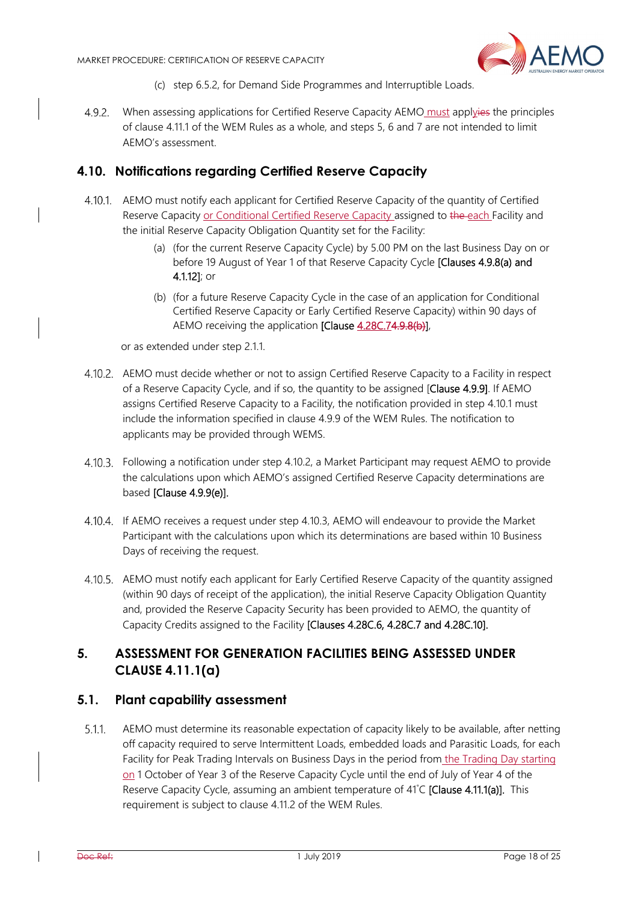(c) step 6.5.2, for Demand Side Programmes and Interruptible Loads.

4.9.2. When assessing applications for Certified Reserve Capacity AEMO must apply the principles of clause 4.11.1 of the WEM Rules as a whole, and steps 5, 6 and 7 are not intended to limit AEMO's assessment.

## 4.10. Notifications regarding Certified Reserve Capacity

4.10.1. AEMO must notify each applicant for Certified Reserve Capacity of the quantity of Certified Reserve Capacity or Conditional Certified Reserve Capacity assigned to each Facility and the initial Reserve Capacity Obligation Quantity set for the Facility:

(a) (for the current Reserve Capacity Cycle) by 5.00 PM on the last Business Day on or before 19 August of Year 1 of that Reserve Capacity Cycle [Clauses 4.9.8(a) and 4.1.12]; or

(b) (for a future Reserve Capacity Cycle in the case of an application for Conditional Certified Reserve Capacity or Early Certified Reserve Capacity) within 90 days of AEMO receiving the application [Clause 4.28C.7],

or as extended under step 2.1.1.

4.10.2. AEMO must decide whether or not to assign Certified Reserve Capacity to a Facility in respect of a Reserve Capacity Cycle, and if so, the quantity to be assigned [Clause 4.9.9]. If AEMO assigns Certified Reserve Capacity to a Facility, the notification provided in step 4.10.1 must include the information specified in clause 4.9.9 of the WEM Rules. The notification to applicants may be provided through WEMS.

4.10.3. Following a notification under step 4.10.2, a Market Participant may request AEMO to provide the calculations upon which AEMO's assigned Certified Reserve Capacity determinations are based [Clause 4.9.9(e)].

4.10.4. If AEMO receives a request under step 4.10.3, AEMO will endeavour to provide the Market Participant with the calculations upon which its determinations are based within 10 Business Days of receiving the request.

4.10.5. AEMO must notify each applicant for Early Certified Reserve Capacity of the quantity assigned (within 90 days of receipt of the application), the initial Reserve Capacity Obligation Quantity and, provided the Reserve Capacity Security has been provided to AEMO, the quantity of Capacity Credits assigned to the Facility [Clauses 4.28C.6, 4.28C.7 and 4.28C.10].

# 5. ASSESSMENT FOR GENERATION FACILITIES BEING ASSESSED UNDER CLAUSE 4.11.1(a)

## 5.1. Plant capability assessment

5.1.1. AEMO must determine its reasonable expectation of capacity likely to be available, after netting off capacity required to serve Intermittent Loads, embedded loads and Parasitic Loads, for each Facility for Peak Trading Intervals on Business Days in the period from the Trading Day starting on 1 October of Year 3 of the Reserve Capacity Cycle until the end of July of Year 4 of the Reserve Capacity Cycle, assuming an ambient temperature of 41˚C [Clause 4.11.1(a)]. This requirement is subject to clause 4.11.2 of the WEM Rules.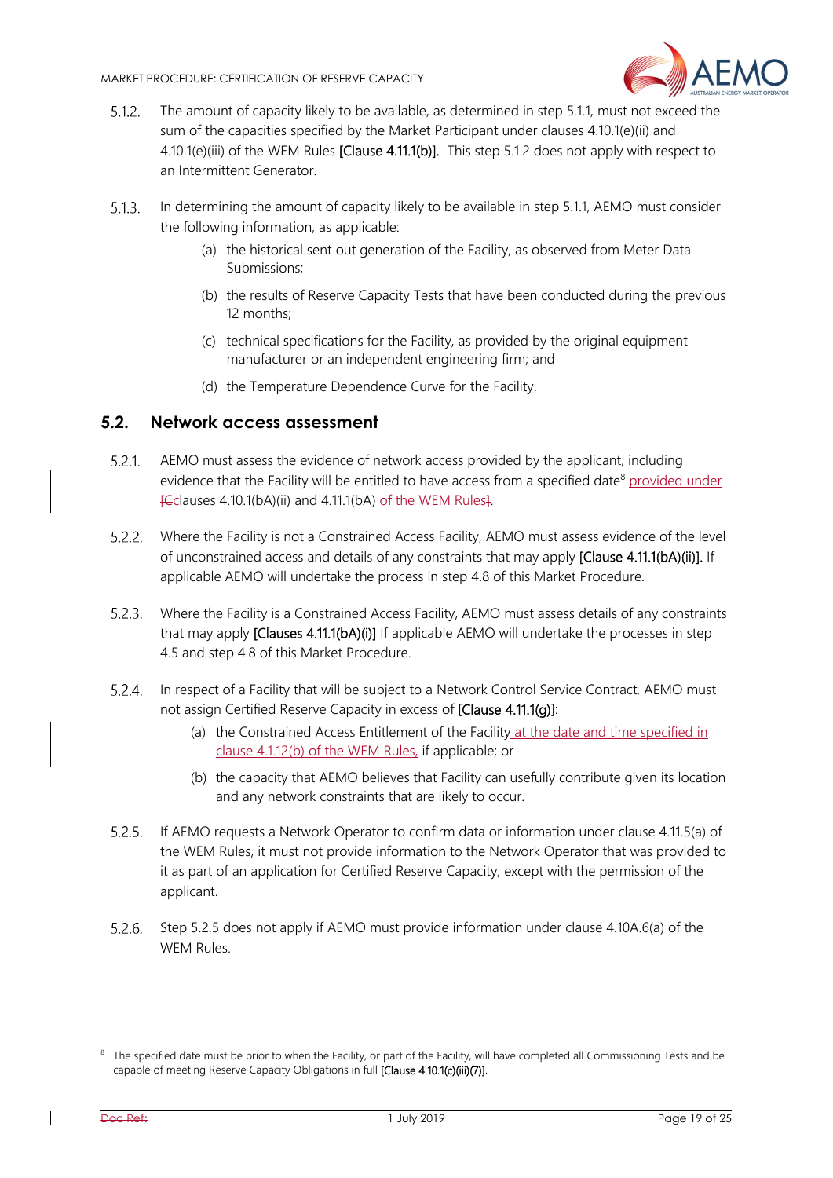5.1.2. The amount of capacity likely to be available, as determined in step 5.1.1, must not exceed the sum of the capacities specified by the Market Participant under clauses 4.10.1(e)(ii) and 4.10.1(e)(iii) of the WEM Rules **[Clause 4.11.1(b)]**. This step 5.1.2 does not apply with respect to an Intermittent Generator.

5.1.3. In determining the amount of capacity likely to be available in step 5.1.1, AEMO must consider the following information, as applicable:

(a) the historical sent out generation of the Facility, as observed from Meter Data Submissions;

(b) the results of Reserve Capacity Tests that have been conducted during the previous 12 months;

(c) technical specifications for the Facility, as provided by the original equipment manufacturer or an independent engineering firm; and

(d) the Temperature Dependence Curve for the Facility.

## 5.2. Network access assessment

5.2.1. AEMO must assess the evidence of network access provided by the applicant, including evidence that the Facility will be entitled to have access from a specified date[8] provided under clauses 4.10.1(bA)(ii) and 4.11.1(bA) of the WEM Rules.

5.2.2. Where the Facility is not a Constrained Access Facility, AEMO must assess evidence of the level of unconstrained access and details of any constraints that may apply **[Clause 4.11.1(bA)(ii)]**. If applicable AEMO will undertake the process in step 4.8 of this Market Procedure.

5.2.3. Where the Facility is a Constrained Access Facility, AEMO must assess details of any constraints that may apply **[Clauses 4.11.1(bA)(i)]** If applicable AEMO will undertake the processes in step 4.5 and step 4.8 of this Market Procedure.

5.2.4. In respect of a Facility that will be subject to a Network Control Service Contract, AEMO must not assign Certified Reserve Capacity in excess of [**Clause 4.11.1(g)**]:

(a) the Constrained Access Entitlement of the Facility at the date and time specified in clause 4.1.12(b) of the WEM Rules, if applicable; or

(b) the capacity that AEMO believes that Facility can usefully contribute given its location and any network constraints that are likely to occur.

5.2.5. If AEMO requests a Network Operator to confirm data or information under clause 4.11.5(a) of the WEM Rules, it must not provide information to the Network Operator that was provided to it as part of an application for Certified Reserve Capacity, except with the permission of the applicant.

5.2.6. Step 5.2.5 does not apply if AEMO must provide information under clause 4.10A.6(a) of the WEM Rules.

---

[8] The specified date must be prior to when the Facility, or part of the Facility, will have completed all Commissioning Tests and be capable of meeting Reserve Capacity Obligations in full **[Clause 4.10.1(c)(iii)(7)]**.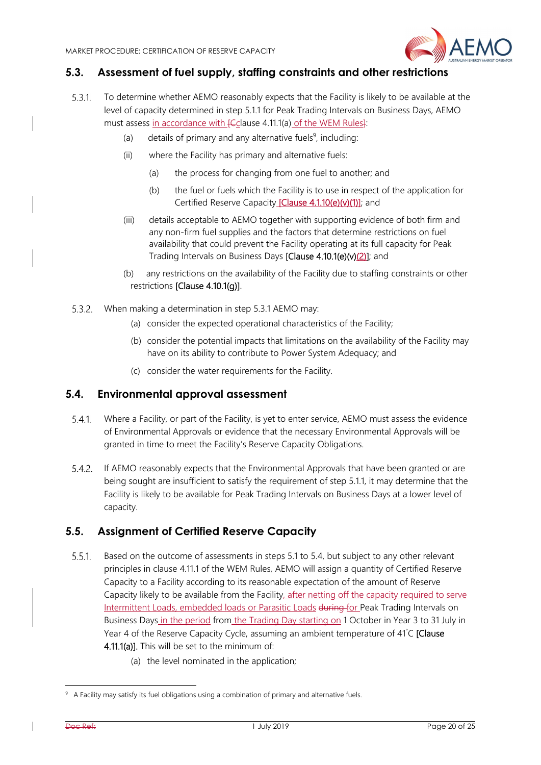## 5.3. Assessment of fuel supply, staffing constraints and other restrictions

5.3.1. To determine whether AEMO reasonably expects that the Facility is likely to be available at the level of capacity determined in step 5.1.1 for Peak Trading Intervals on Business Days, AEMO must assess in accordance with [Cclause 4.11.1(a) of the WEM Rules]:

(a) details of primary and any alternative fuels[9], including:

(ii) where the Facility has primary and alternative fuels:

(a) the process for changing from one fuel to another; and

(b) the fuel or fuels which the Facility is to use in respect of the application for Certified Reserve Capacity [Clause 4.1.10(e)(v)(1)]; and

(iii) details acceptable to AEMO together with supporting evidence of both firm and any non-firm fuel supplies and the factors that determine restrictions on fuel availability that could prevent the Facility operating at its full capacity for Peak Trading Intervals on Business Days [Clause 4.10.1(e)(v)(2)]; and

(b) any restrictions on the availability of the Facility due to staffing constraints or other restrictions [Clause 4.10.1(g)].

5.3.2. When making a determination in step 5.3.1 AEMO may:

(a) consider the expected operational characteristics of the Facility;

(b) consider the potential impacts that limitations on the availability of the Facility may have on its ability to contribute to Power System Adequacy; and

(c) consider the water requirements for the Facility.

## 5.4. Environmental approval assessment

5.4.1. Where a Facility, or part of the Facility, is yet to enter service, AEMO must assess the evidence of Environmental Approvals or evidence that the necessary Environmental Approvals will be granted in time to meet the Facility's Reserve Capacity Obligations.

5.4.2. If AEMO reasonably expects that the Environmental Approvals that have been granted or are being sought are insufficient to satisfy the requirement of step 5.1.1, it may determine that the Facility is likely to be available for Peak Trading Intervals on Business Days at a lower level of capacity.

## 5.5. Assignment of Certified Reserve Capacity

5.5.1. Based on the outcome of assessments in steps 5.1 to 5.4, but subject to any other relevant principles in clause 4.11.1 of the WEM Rules, AEMO will assign a quantity of Certified Reserve Capacity to a Facility according to its reasonable expectation of the amount of Reserve Capacity likely to be available from the Facility, after netting off the capacity required to serve Intermittent Loads, embedded loads or Parasitic Loads during for Peak Trading Intervals on Business Days in the period from the Trading Day starting on 1 October in Year 3 to 31 July in Year 4 of the Reserve Capacity Cycle, assuming an ambient temperature of 41°C **[Clause 4.11.1(a)]**. This will be set to the minimum of:

(a) the level nominated in the application;

---

[9] A Facility may satisfy its fuel obligations using a combination of primary and alternative fuels.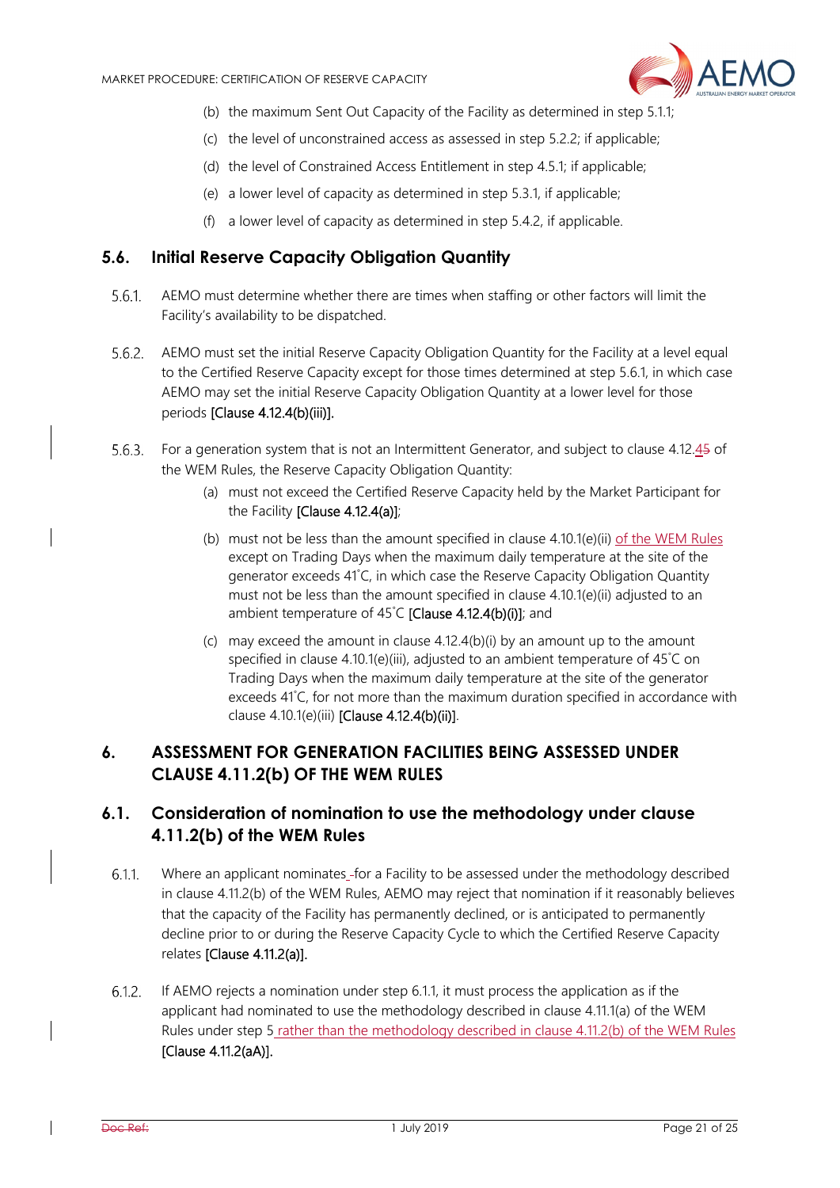(b) the maximum Sent Out Capacity of the Facility as determined in step 5.1.1;

(c) the level of unconstrained access as assessed in step 5.2.2; if applicable;

(d) the level of Constrained Access Entitlement in step 4.5.1; if applicable;

(e) a lower level of capacity as determined in step 5.3.1, if applicable;

(f) a lower level of capacity as determined in step 5.4.2, if applicable.

## 5.6. Initial Reserve Capacity Obligation Quantity

5.6.1. AEMO must determine whether there are times when staffing or other factors will limit the Facility's availability to be dispatched.

5.6.2. AEMO must set the initial Reserve Capacity Obligation Quantity for the Facility at a level equal to the Certified Reserve Capacity except for those times determined at step 5.6.1, in which case AEMO may set the initial Reserve Capacity Obligation Quantity at a lower level for those periods [Clause 4.12.4(b)(iii)].

5.6.3. For a generation system that is not an Intermittent Generator, and subject to clause 4.12.45 of the WEM Rules, the Reserve Capacity Obligation Quantity:

(a) must not exceed the Certified Reserve Capacity held by the Market Participant for the Facility [Clause 4.12.4(a)];

(b) must not be less than the amount specified in clause 4.10.1(e)(ii) of the WEM Rules except on Trading Days when the maximum daily temperature at the site of the generator exceeds 41˚C, in which case the Reserve Capacity Obligation Quantity must not be less than the amount specified in clause 4.10.1(e)(ii) adjusted to an ambient temperature of 45˚C [Clause 4.12.4(b)(i)]; and

(c) may exceed the amount in clause 4.12.4(b)(i) by an amount up to the amount specified in clause 4.10.1(e)(iii), adjusted to an ambient temperature of 45˚C on Trading Days when the maximum daily temperature at the site of the generator exceeds 41˚C, for not more than the maximum duration specified in accordance with clause 4.10.1(e)(iii) [Clause 4.12.4(b)(ii)].

# 6. ASSESSMENT FOR GENERATION FACILITIES BEING ASSESSED UNDER CLAUSE 4.11.2(b) OF THE WEM RULES

## 6.1. Consideration of nomination to use the methodology under clause 4.11.2(b) of the WEM Rules

6.1.1. Where an applicant nominates for a Facility to be assessed under the methodology described in clause 4.11.2(b) of the WEM Rules, AEMO may reject that nomination if it reasonably believes that the capacity of the Facility has permanently declined, or is anticipated to permanently decline prior to or during the Reserve Capacity Cycle to which the Certified Reserve Capacity relates [Clause 4.11.2(a)].

6.1.2. If AEMO rejects a nomination under step 6.1.1, it must process the application as if the applicant had nominated to use the methodology described in clause 4.11.1(a) of the WEM Rules under step 5 rather than the methodology described in clause 4.11.2(b) of the WEM Rules [Clause 4.11.2(aA)].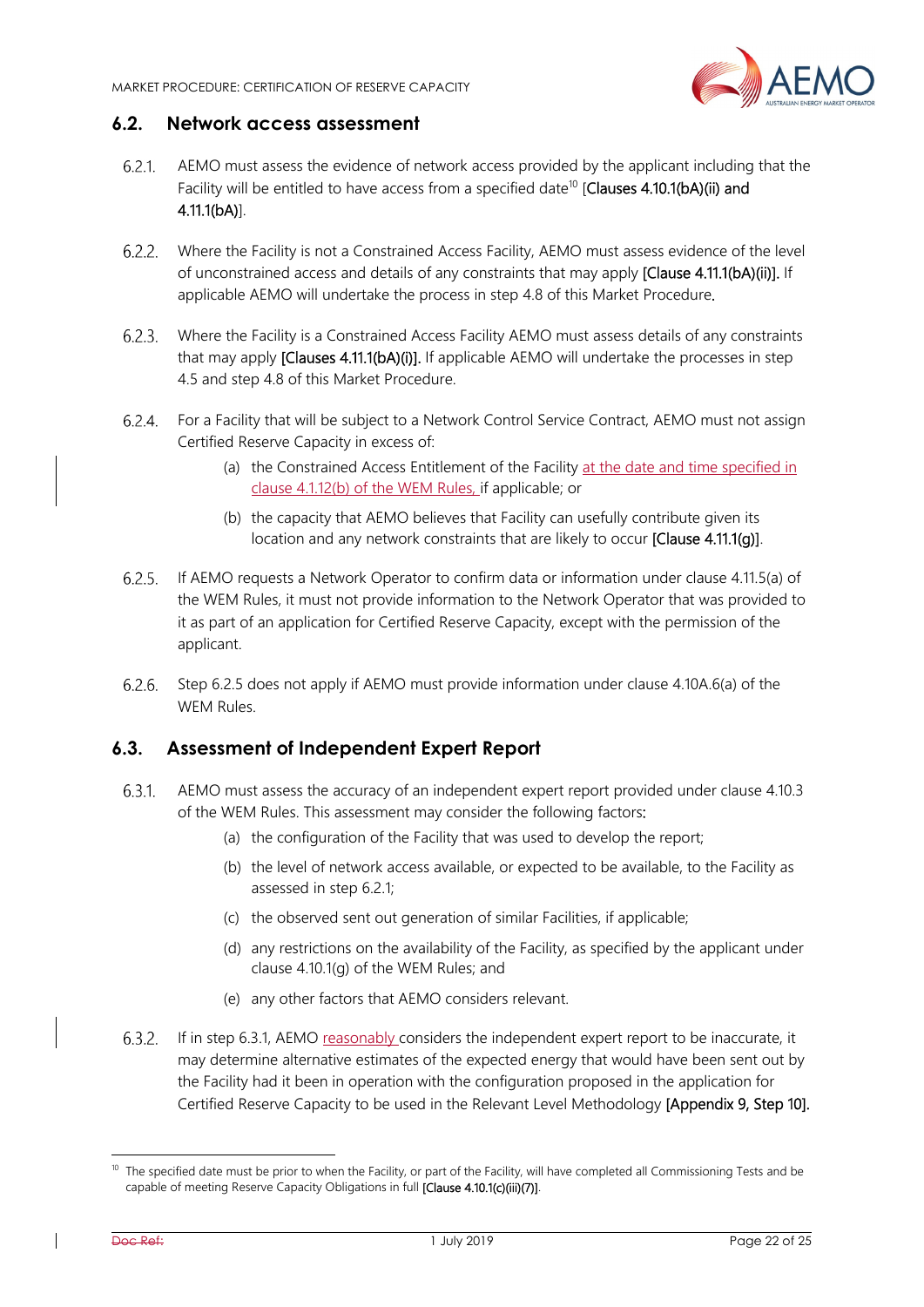## 6.2. Network access assessment

6.2.1. AEMO must assess the evidence of network access provided by the applicant including that the Facility will be entitled to have access from a specified date[10] [Clauses 4.10.1(bA)(ii) and 4.11.1(bA)].

6.2.2. Where the Facility is not a Constrained Access Facility, AEMO must assess evidence of the level of unconstrained access and details of any constraints that may apply [Clause 4.11.1(bA)(ii)]. If applicable AEMO will undertake the process in step 4.8 of this Market Procedure.

6.2.3. Where the Facility is a Constrained Access Facility AEMO must assess details of any constraints that may apply [Clauses 4.11.1(bA)(i)]. If applicable AEMO will undertake the processes in step 4.5 and step 4.8 of this Market Procedure.

6.2.4. For a Facility that will be subject to a Network Control Service Contract, AEMO must not assign Certified Reserve Capacity in excess of:

(a) the Constrained Access Entitlement of the Facility at the date and time specified in clause 4.1.12(b) of the WEM Rules, if applicable; or

(b) the capacity that AEMO believes that Facility can usefully contribute given its location and any network constraints that are likely to occur [Clause 4.11.1(g)].

6.2.5. If AEMO requests a Network Operator to confirm data or information under clause 4.11.5(a) of the WEM Rules, it must not provide information to the Network Operator that was provided to it as part of an application for Certified Reserve Capacity, except with the permission of the applicant.

6.2.6. Step 6.2.5 does not apply if AEMO must provide information under clause 4.10A.6(a) of the WEM Rules.

## 6.3. Assessment of Independent Expert Report

6.3.1. AEMO must assess the accuracy of an independent expert report provided under clause 4.10.3 of the WEM Rules. This assessment may consider the following factors:

(a) the configuration of the Facility that was used to develop the report;

(b) the level of network access available, or expected to be available, to the Facility as assessed in step 6.2.1;

(c) the observed sent out generation of similar Facilities, if applicable;

(d) any restrictions on the availability of the Facility, as specified by the applicant under clause 4.10.1(g) of the WEM Rules; and

(e) any other factors that AEMO considers relevant.

6.3.2. If in step 6.3.1, AEMO reasonably considers the independent expert report to be inaccurate, it may determine alternative estimates of the expected energy that would have been sent out by the Facility had it been in operation with the configuration proposed in the application for Certified Reserve Capacity to be used in the Relevant Level Methodology [Appendix 9, Step 10].

[10] The specified date must be prior to when the Facility, or part of the Facility, will have completed all Commissioning Tests and be capable of meeting Reserve Capacity Obligations in full [Clause 4.10.1(c)(iii)(7)].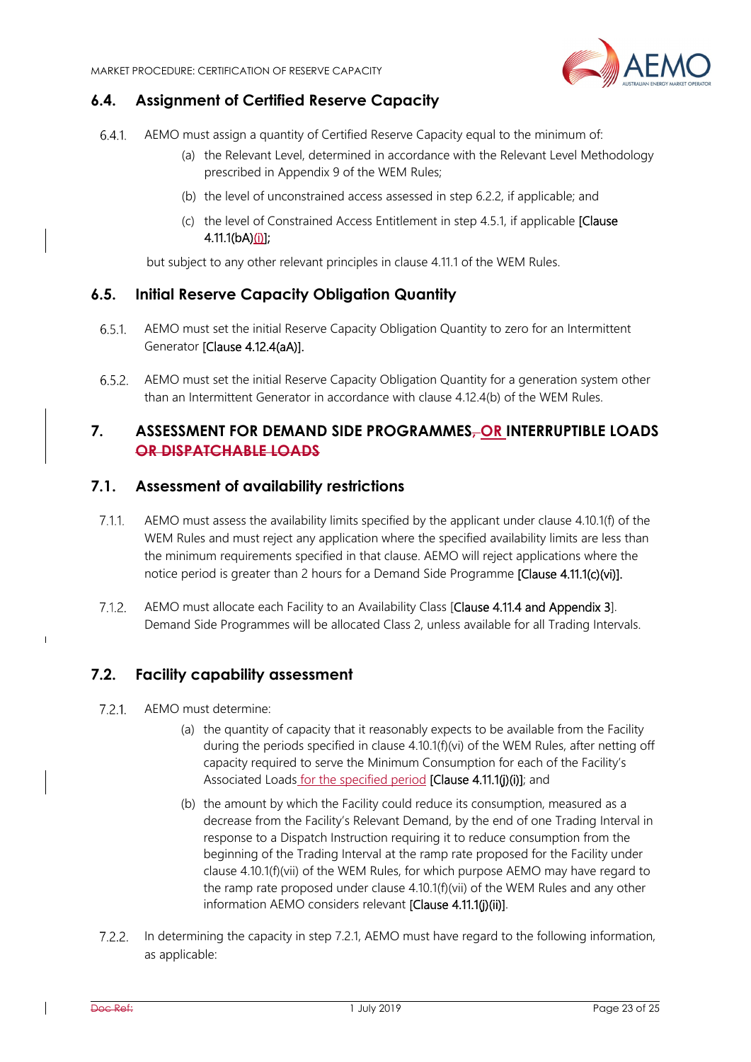## 6.4. Assignment of Certified Reserve Capacity

6.4.1. AEMO must assign a quantity of Certified Reserve Capacity equal to the minimum of:

(a) the Relevant Level, determined in accordance with the Relevant Level Methodology prescribed in Appendix 9 of the WEM Rules;

(b) the level of unconstrained access assessed in step 6.2.2, if applicable; and

(c) the level of Constrained Access Entitlement in step 4.5.1, if applicable [Clause 4.11.1(bA)(i)];

but subject to any other relevant principles in clause 4.11.1 of the WEM Rules.

## 6.5. Initial Reserve Capacity Obligation Quantity

6.5.1. AEMO must set the initial Reserve Capacity Obligation Quantity to zero for an Intermittent Generator [Clause 4.12.4(aA)].

6.5.2. AEMO must set the initial Reserve Capacity Obligation Quantity for a generation system other than an Intermittent Generator in accordance with clause 4.12.4(b) of the WEM Rules.

# 7. ASSESSMENT FOR DEMAND SIDE PROGRAMMES, OR INTERRUPTIBLE LOADS ~~OR DISPATCHABLE LOADS~~

## 7.1. Assessment of availability restrictions

7.1.1. AEMO must assess the availability limits specified by the applicant under clause 4.10.1(f) of the WEM Rules and must reject any application where the specified availability limits are less than the minimum requirements specified in that clause. AEMO will reject applications where the notice period is greater than 2 hours for a Demand Side Programme [Clause 4.11.1(c)(vi)].

7.1.2. AEMO must allocate each Facility to an Availability Class [Clause 4.11.4 and Appendix 3]. Demand Side Programmes will be allocated Class 2, unless available for all Trading Intervals.

## 7.2. Facility capability assessment

7.2.1. AEMO must determine:

(a) the quantity of capacity that it reasonably expects to be available from the Facility during the periods specified in clause 4.10.1(f)(vi) of the WEM Rules, after netting off capacity required to serve the Minimum Consumption for each of the Facility's Associated Loads for the specified period [Clause 4.11.1(j)(i)]; and

(b) the amount by which the Facility could reduce its consumption, measured as a decrease from the Facility's Relevant Demand, by the end of one Trading Interval in response to a Dispatch Instruction requiring it to reduce consumption from the beginning of the Trading Interval at the ramp rate proposed for the Facility under clause 4.10.1(f)(vii) of the WEM Rules, for which purpose AEMO may have regard to the ramp rate proposed under clause 4.10.1(f)(vii) of the WEM Rules and any other information AEMO considers relevant [Clause 4.11.1(j)(ii)].

7.2.2. In determining the capacity in step 7.2.1, AEMO must have regard to the following information, as applicable: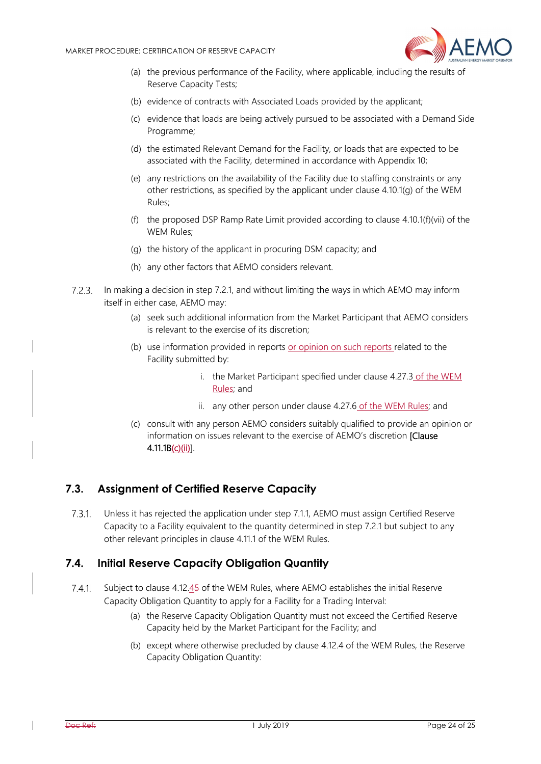(a) the previous performance of the Facility, where applicable, including the results of Reserve Capacity Tests;

(b) evidence of contracts with Associated Loads provided by the applicant;

(c) evidence that loads are being actively pursued to be associated with a Demand Side Programme;

(d) the estimated Relevant Demand for the Facility, or loads that are expected to be associated with the Facility, determined in accordance with Appendix 10;

(e) any restrictions on the availability of the Facility due to staffing constraints or any other restrictions, as specified by the applicant under clause 4.10.1(g) of the WEM Rules;

(f) the proposed DSP Ramp Rate Limit provided according to clause 4.10.1(f)(vii) of the WEM Rules;

(g) the history of the applicant in procuring DSM capacity; and

(h) any other factors that AEMO considers relevant.

7.2.3. In making a decision in step 7.2.1, and without limiting the ways in which AEMO may inform itself in either case, AEMO may:

(a) seek such additional information from the Market Participant that AEMO considers is relevant to the exercise of its discretion;

(b) use information provided in reports or opinion on such reports related to the Facility submitted by:

i. the Market Participant specified under clause 4.27.3 of the WEM Rules; and

ii. any other person under clause 4.27.6 of the WEM Rules; and

(c) consult with any person AEMO considers suitably qualified to provide an opinion or information on issues relevant to the exercise of AEMO's discretion [Clause 4.11.1B(c)(ii)].

## 7.3. Assignment of Certified Reserve Capacity

7.3.1. Unless it has rejected the application under step 7.1.1, AEMO must assign Certified Reserve Capacity to a Facility equivalent to the quantity determined in step 7.2.1 but subject to any other relevant principles in clause 4.11.1 of the WEM Rules.

## 7.4. Initial Reserve Capacity Obligation Quantity

7.4.1. Subject to clause 4.12.4~~5~~ of the WEM Rules, where AEMO establishes the initial Reserve Capacity Obligation Quantity to apply for a Facility for a Trading Interval:

(a) the Reserve Capacity Obligation Quantity must not exceed the Certified Reserve Capacity held by the Market Participant for the Facility; and

(b) except where otherwise precluded by clause 4.12.4 of the WEM Rules, the Reserve Capacity Obligation Quantity: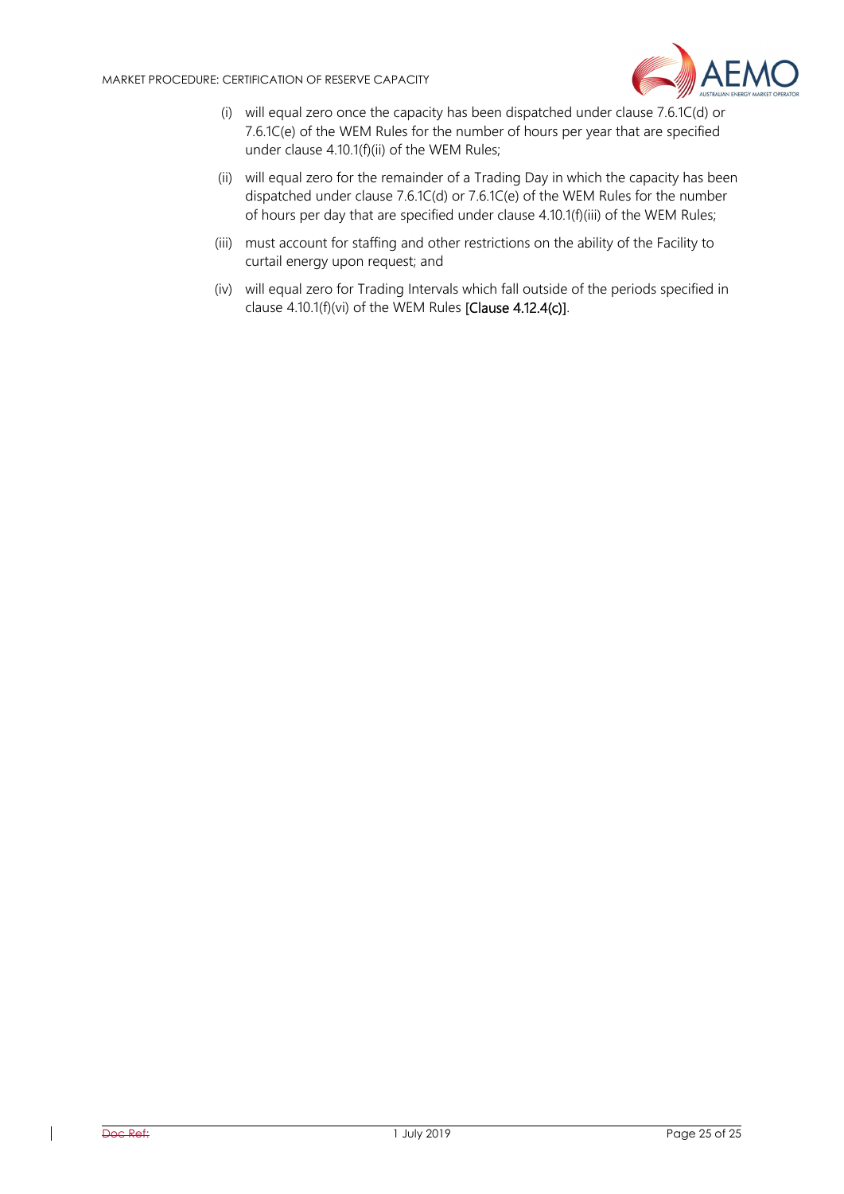(i) will equal zero once the capacity has been dispatched under clause 7.6.1C(d) or 7.6.1C(e) of the WEM Rules for the number of hours per year that are specified under clause 4.10.1(f)(ii) of the WEM Rules;

(ii) will equal zero for the remainder of a Trading Day in which the capacity has been dispatched under clause 7.6.1C(d) or 7.6.1C(e) of the WEM Rules for the number of hours per day that are specified under clause 4.10.1(f)(iii) of the WEM Rules;

(iii) must account for staffing and other restrictions on the ability of the Facility to curtail energy upon request; and

(iv) will equal zero for Trading Intervals which fall outside of the periods specified in clause 4.10.1(f)(vi) of the WEM Rules **[Clause 4.12.4(c)]**.